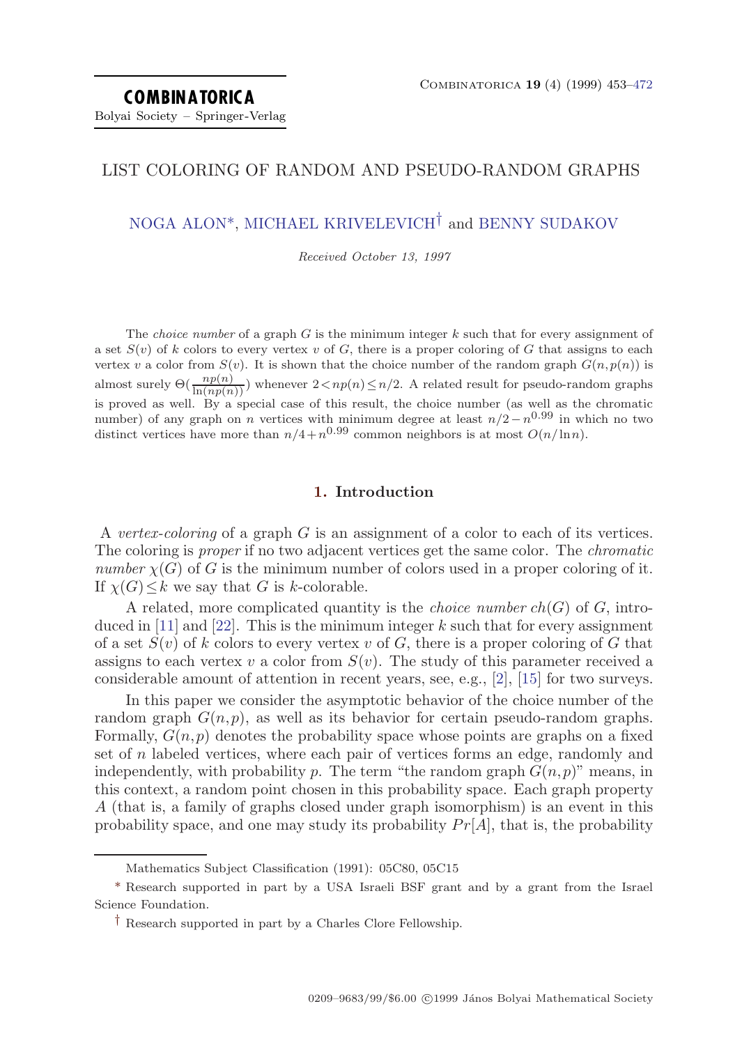# LIST COLORING OF RANDOM AND PSEUDO-RANDOM GRAPHS

NOGA ALON*, MICHAEL KRIVELEVICH† and BENNY SUDAKOV

*Received October 13, 1997*

The *choice number* of a graph $G$ is the minimum integer $k$ such that for every assignment of a set $S(v)$ of $k$ colors to every vertex $v$ of $G$, there is a proper coloring of $G$ that assigns to each vertex $v$ a color from $S(v)$. It is shown that the choice number of the random graph $G(n,p(n))$ is almost surely $\Theta(\frac{np(n)}{\ln(np(n))})$ whenever $2 < np(n) \le n/2$. A related result for pseudo-random graphs is proved as well. By a special case of this result, the choice number (as well as the chromatic number) of any graph on $n$ vertices with minimum degree at least $n/2 - n^{0.99}$ in which no two distinct vertices have more than $n/4 + n^{0.99}$ common neighbors is at most $O(n/\ln n)$.

## 1. Introduction

A *vertex-coloring* of a graph $G$ is an assignment of a color to each of its vertices. The coloring is *proper* if no two adjacent vertices get the same color. The *chromatic number* $\chi(G)$ of $G$ is the minimum number of colors used in a proper coloring of it. If $\chi(G) \le k$ we say that $G$ is $k$-colorable.

A related, more complicated quantity is the *choice number* $ch(G)$ of $G$, introduced in [11] and [22]. This is the minimum integer $k$ such that for every assignment of a set $S(v)$ of $k$ colors to every vertex $v$ of $G$, there is a proper coloring of $G$ that assigns to each vertex $v$ a color from $S(v)$. The study of this parameter received a considerable amount of attention in recent years, see, e.g., [2], [15] for two surveys.

In this paper we consider the asymptotic behavior of the choice number of the random graph $G(n,p)$, as well as its behavior for certain pseudo-random graphs. Formally, $G(n,p)$ denotes the probability space whose points are graphs on a fixed set of $n$ labeled vertices, where each pair of vertices forms an edge, randomly and independently, with probability $p$. The term "the random graph $G(n,p)$" means, in this context, a random point chosen in this probability space. Each graph property $A$ (that is, a family of graphs closed under graph isomorphism) is an event in this probability space, and one may study its probability $Pr[A]$, that is, the probability

---

Mathematics Subject Classification (1991): 05C80, 05C15

\* Research supported in part by a USA Israeli BSF grant and by a grant from the Israel Science Foundation.

† Research supported in part by a Charles Clore Fellowship.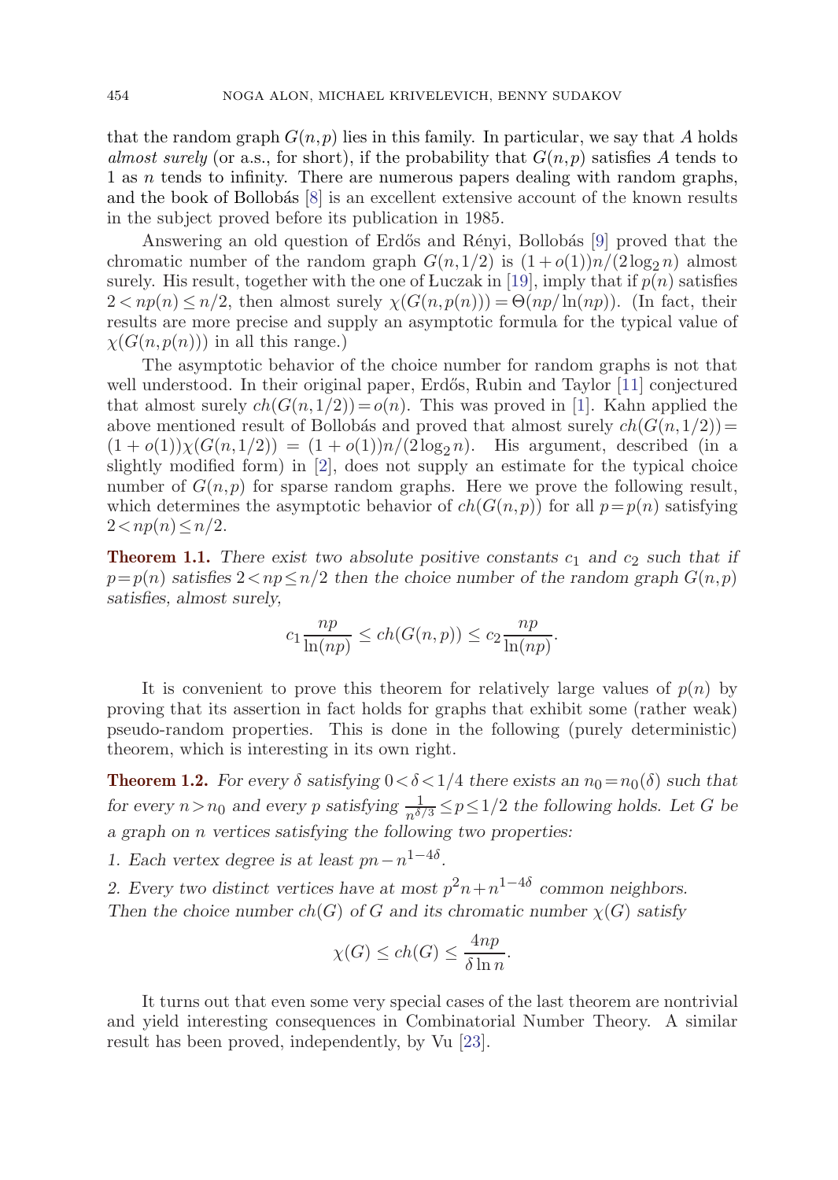that the random graph $G(n,p)$ lies in this family. In particular, we say that $A$ holds *almost surely* (or a.s., for short), if the probability that $G(n,p)$ satisfies $A$ tends to 1 as $n$ tends to infinity. There are numerous papers dealing with random graphs, and the book of Bollobás [8] is an excellent extensive account of the known results in the subject proved before its publication in 1985.

Answering an old question of Erdős and Rényi, Bollobás [9] proved that the chromatic number of the random graph $G(n,1/2)$ is $(1+o(1))n/(2\log_2 n)$ almost surely. His result, together with the one of Łuczak in [19], imply that if $p(n)$ satisfies $2 < np(n) \leq n/2$, then almost surely $\chi(G(n,p(n))) = \Theta(np/\ln(np))$. (In fact, their results are more precise and supply an asymptotic formula for the typical value of $\chi(G(n,p(n)))$ in all this range.)

The asymptotic behavior of the choice number for random graphs is not that well understood. In their original paper, Erdős, Rubin and Taylor [11] conjectured that almost surely $ch(G(n,1/2)) = o(n)$. This was proved in [1]. Kahn applied the above mentioned result of Bollobás and proved that almost surely $ch(G(n,1/2)) = (1+o(1))\chi(G(n,1/2)) = (1+o(1))n/(2\log_2 n)$. His argument, described (in a slightly modified form) in [2], does not supply an estimate for the typical choice number of $G(n,p)$ for sparse random graphs. Here we prove the following result, which determines the asymptotic behavior of $ch(G(n,p))$ for all $p = p(n)$ satisfying $2 < np(n) \leq n/2$.

**Theorem 1.1.** *There exist two absolute positive constants $c_1$ and $c_2$ such that if $p = p(n)$ satisfies $2 < np \leq n/2$ then the choice number of the random graph $G(n,p)$ satisfies, almost surely,*

$$c_1 \frac{np}{\ln(np)} \leq ch(G(n,p)) \leq c_2 \frac{np}{\ln(np)}.$$

It is convenient to prove this theorem for relatively large values of $p(n)$ by proving that its assertion in fact holds for graphs that exhibit some (rather weak) pseudo-random properties. This is done in the following (purely deterministic) theorem, which is interesting in its own right.

**Theorem 1.2.** *For every $\delta$ satisfying $0 < \delta < 1/4$ there exists an $n_0 = n_0(\delta)$ such that for every $n > n_0$ and every $p$ satisfying $\frac{1}{n^{\delta/3}} \leq p \leq 1/2$ the following holds. Let $G$ be a graph on $n$ vertices satisfying the following two properties:*

*1. Each vertex degree is at least $pn - n^{1-4\delta}$.*

*2. Every two distinct vertices have at most $p^2 n + n^{1-4\delta}$ common neighbors.*
*Then the choice number $ch(G)$ of $G$ and its chromatic number $\chi(G)$ satisfy*

$$\chi(G) \leq ch(G) \leq \frac{4np}{\delta \ln n}.$$

It turns out that even some very special cases of the last theorem are nontrivial and yield interesting consequences in Combinatorial Number Theory. A similar result has been proved, independently, by Vu [23].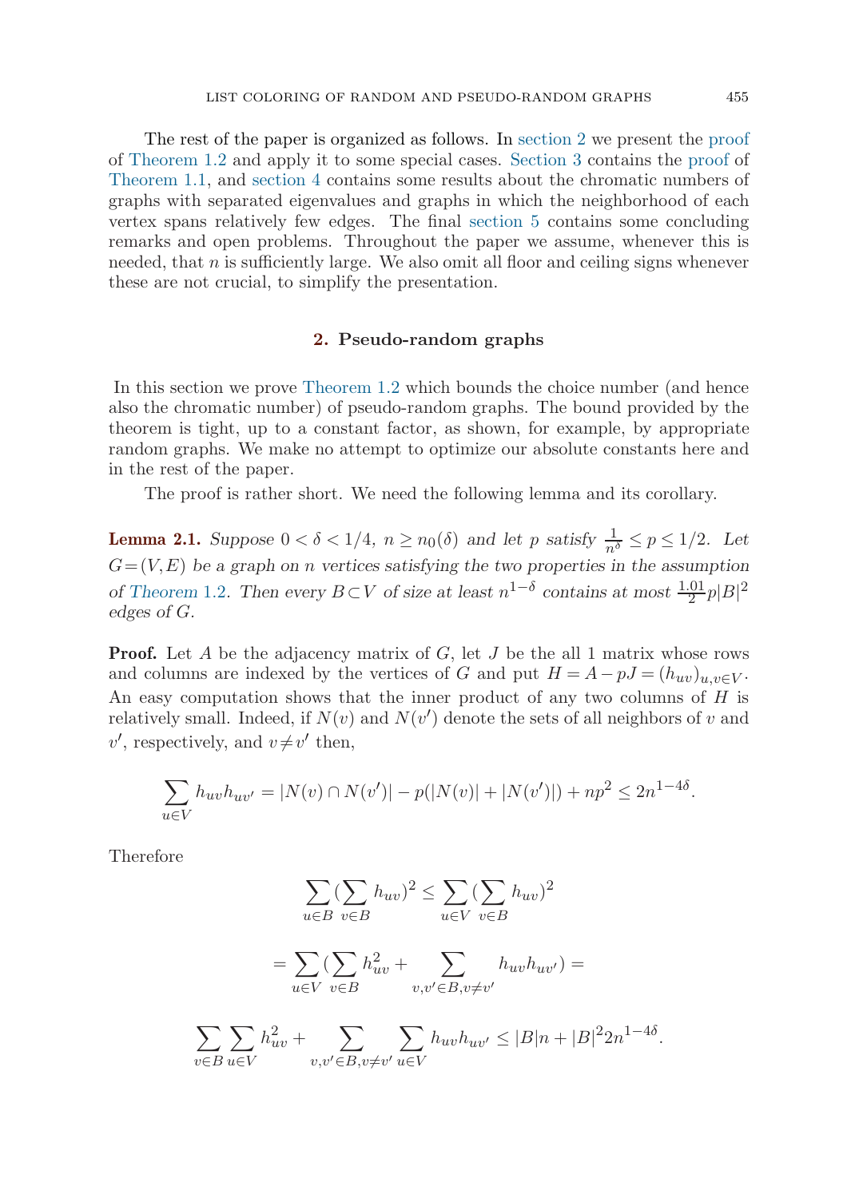The rest of the paper is organized as follows. In section 2 we present the proof of Theorem 1.2 and apply it to some special cases. Section 3 contains the proof of Theorem 1.1, and section 4 contains some results about the chromatic numbers of graphs with separated eigenvalues and graphs in which the neighborhood of each vertex spans relatively few edges. The final section 5 contains some concluding remarks and open problems. Throughout the paper we assume, whenever this is needed, that $n$ is sufficiently large. We also omit all floor and ceiling signs whenever these are not crucial, to simplify the presentation.

## 2. Pseudo-random graphs

In this section we prove Theorem 1.2 which bounds the choice number (and hence also the chromatic number) of pseudo-random graphs. The bound provided by the theorem is tight, up to a constant factor, as shown, for example, by appropriate random graphs. We make no attempt to optimize our absolute constants here and in the rest of the paper.

The proof is rather short. We need the following lemma and its corollary.

**Lemma 2.1.** *Suppose $0 < \delta < 1/4$, $n \geq n_0(\delta)$ and let $p$ satisfy $\frac{1}{n^{\delta}} \leq p \leq 1/2$. Let $G=(V,E)$ be a graph on $n$ vertices satisfying the two properties in the assumption of Theorem 1.2. Then every $B \subset V$ of size at least $n^{1-\delta}$ contains at most $\frac{1.01}{2}p|B|^2$ edges of $G$.*

**Proof.** Let $A$ be the adjacency matrix of $G$, let $J$ be the all 1 matrix whose rows and columns are indexed by the vertices of $G$ and put $H = A - pJ = (h_{uv})_{u,v \in V}$. An easy computation shows that the inner product of any two columns of $H$ is relatively small. Indeed, if $N(v)$ and $N(v')$ denote the sets of all neighbors of $v$ and $v'$, respectively, and $v \neq v'$ then,

$$\sum_{u \in V} h_{uv}h_{uv'} = |N(v) \cap N(v')| - p(|N(v)| + |N(v')|) + np^2 \leq 2n^{1-4\delta}.$$

Therefore

$$\sum_{u \in B}(\sum_{v \in B} h_{uv})^2 \leq \sum_{u \in V}(\sum_{v \in B} h_{uv})^2$$

$$= \sum_{u \in V}(\sum_{v \in B} h_{uv}^2 + \sum_{v,v' \in B, v \neq v'} h_{uv}h_{uv'}) =$$

$$\sum_{v \in B}\sum_{u \in V} h_{uv}^2 + \sum_{v,v' \in B, v \neq v'}\sum_{u \in V} h_{uv}h_{uv'} \leq |B|n + |B|^2 2n^{1-4\delta}.$$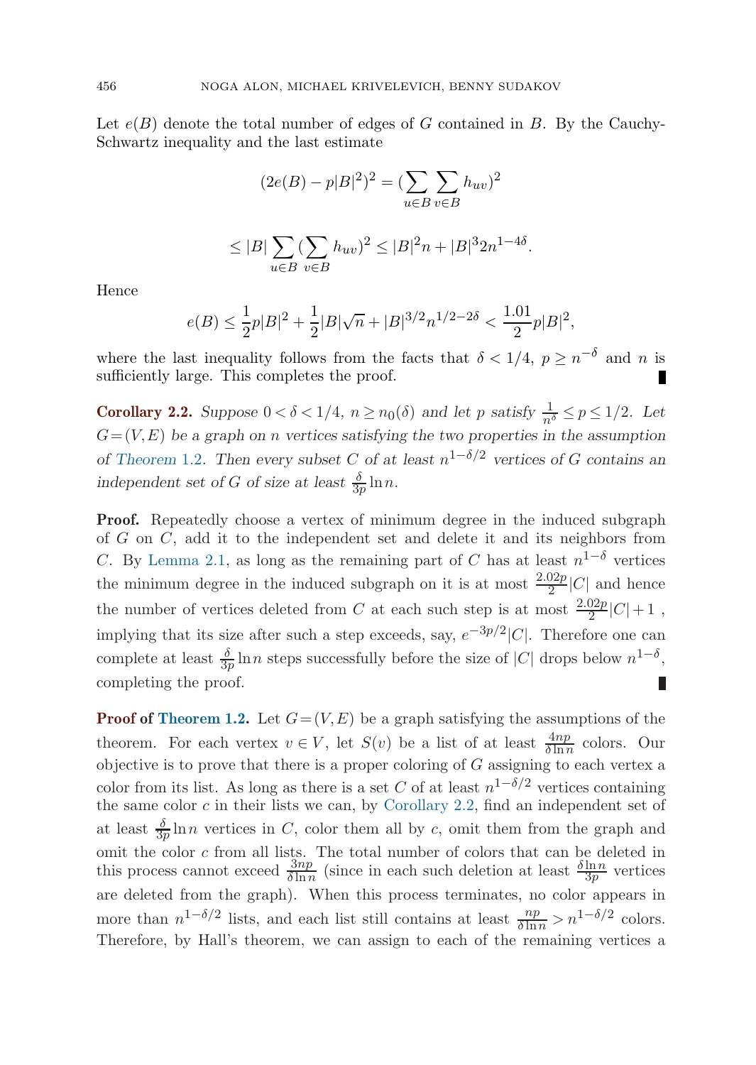Let $e(B)$ denote the total number of edges of $G$ contained in $B$. By the Cauchy-Schwartz inequality and the last estimate

$$(2e(B) - p|B|^2)^2 = (\sum_{u\in B}\sum_{v\in B} h_{uv})^2$$

$$\leq |B|\sum_{u\in B}(\sum_{v\in B} h_{uv})^2 \leq |B|^2 n + |B|^3 2n^{1-4\delta}.$$

Hence

$$e(B) \leq \frac{1}{2}p|B|^2 + \frac{1}{2}|B|\sqrt{n} + |B|^{3/2}n^{1/2-2\delta} < \frac{1.01}{2}p|B|^2,$$

where the last inequality follows from the facts that $\delta < 1/4$, $p \geq n^{-\delta}$ and $n$ is sufficiently large. This completes the proof. ∎

**Corollary 2.2.** *Suppose $0<\delta<1/4$, $n \geq n_0(\delta)$ and let $p$ satisfy $\frac{1}{n^\delta} \leq p \leq 1/2$. Let $G=(V,E)$ be a graph on $n$ vertices satisfying the two properties in the assumption of Theorem 1.2. Then every subset $C$ of at least $n^{1-\delta/2}$ vertices of $G$ contains an independent set of $G$ of size at least $\frac{\delta}{3p}\ln n$.*

**Proof.** Repeatedly choose a vertex of minimum degree in the induced subgraph of $G$ on $C$, add it to the independent set and delete it and its neighbors from $C$. By Lemma 2.1, as long as the remaining part of $C$ has at least $n^{1-\delta}$ vertices the minimum degree in the induced subgraph on it is at most $\frac{2.02p}{2}|C|$ and hence the number of vertices deleted from $C$ at each such step is at most $\frac{2.02p}{2}|C|+1$ , implying that its size after such a step exceeds, say, $e^{-3p/2}|C|$. Therefore one can complete at least $\frac{\delta}{3p}\ln n$ steps successfully before the size of $|C|$ drops below $n^{1-\delta}$, completing the proof. ∎

**Proof of Theorem 1.2.** Let $G=(V,E)$ be a graph satisfying the assumptions of the theorem. For each vertex $v \in V$, let $S(v)$ be a list of at least $\frac{4np}{\delta \ln n}$ colors. Our objective is to prove that there is a proper coloring of $G$ assigning to each vertex a color from its list. As long as there is a set $C$ of at least $n^{1-\delta/2}$ vertices containing the same color $c$ in their lists we can, by Corollary 2.2, find an independent set of at least $\frac{\delta}{3p}\ln n$ vertices in $C$, color them all by $c$, omit them from the graph and omit the color $c$ from all lists. The total number of colors that can be deleted in this process cannot exceed $\frac{3np}{\delta \ln n}$ (since in each such deletion at least $\frac{\delta \ln n}{3p}$ vertices are deleted from the graph). When this process terminates, no color appears in more than $n^{1-\delta/2}$ lists, and each list still contains at least $\frac{np}{\delta \ln n} > n^{1-\delta/2}$ colors. Therefore, by Hall's theorem, we can assign to each of the remaining vertices a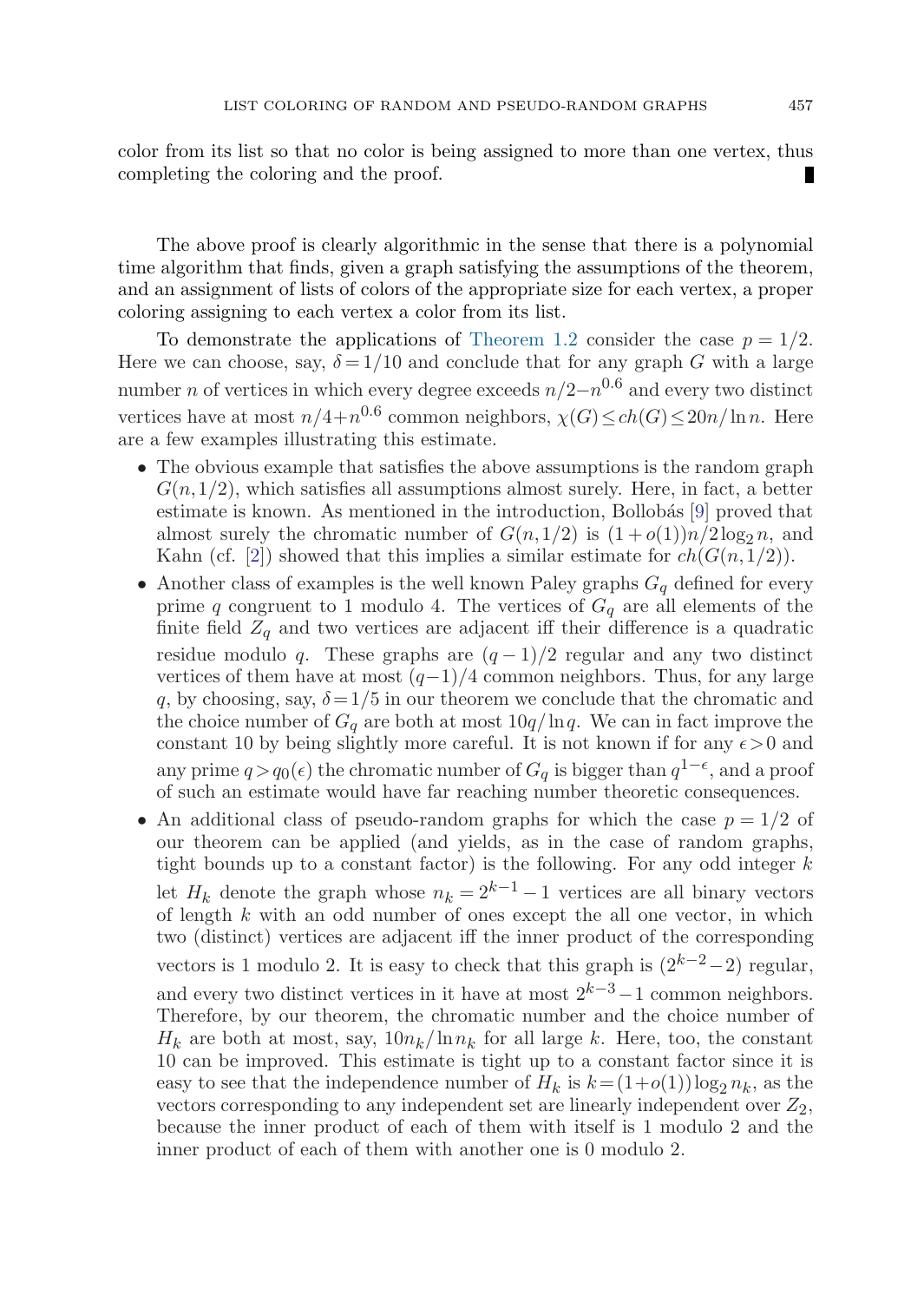color from its list so that no color is being assigned to more than one vertex, thus completing the coloring and the proof. ∎

The above proof is clearly algorithmic in the sense that there is a polynomial time algorithm that finds, given a graph satisfying the assumptions of the theorem, and an assignment of lists of colors of the appropriate size for each vertex, a proper coloring assigning to each vertex a color from its list.

To demonstrate the applications of Theorem 1.2 consider the case $p=1/2$. Here we can choose, say, $\delta=1/10$ and conclude that for any graph $G$ with a large number $n$ of vertices in which every degree exceeds $n/2-n^{0.6}$ and every two distinct vertices have at most $n/4+n^{0.6}$ common neighbors, $\chi(G)\le ch(G)\le 20n/\ln n$. Here are a few examples illustrating this estimate.

- The obvious example that satisfies the above assumptions is the random graph $G(n,1/2)$, which satisfies all assumptions almost surely. Here, in fact, a better estimate is known. As mentioned in the introduction, Bollobás [9] proved that almost surely the chromatic number of $G(n,1/2)$ is $(1+o(1))n/2\log_2 n$, and Kahn (cf. [2]) showed that this implies a similar estimate for $ch(G(n,1/2))$.
- Another class of examples is the well known Paley graphs $G_q$ defined for every prime $q$ congruent to 1 modulo 4. The vertices of $G_q$ are all elements of the finite field $Z_q$ and two vertices are adjacent iff their difference is a quadratic residue modulo $q$. These graphs are $(q-1)/2$ regular and any two distinct vertices of them have at most $(q-1)/4$ common neighbors. Thus, for any large $q$, by choosing, say, $\delta=1/5$ in our theorem we conclude that the chromatic and the choice number of $G_q$ are both at most $10q/\ln q$. We can in fact improve the constant 10 by being slightly more careful. It is not known if for any $\epsilon>0$ and any prime $q>q_0(\epsilon)$ the chromatic number of $G_q$ is bigger than $q^{1-\epsilon}$, and a proof of such an estimate would have far reaching number theoretic consequences.
- An additional class of pseudo-random graphs for which the case $p=1/2$ of our theorem can be applied (and yields, as in the case of random graphs, tight bounds up to a constant factor) is the following. For any odd integer $k$ let $H_k$ denote the graph whose $n_k=2^{k-1}-1$ vertices are all binary vectors of length $k$ with an odd number of ones except the all one vector, in which two (distinct) vertices are adjacent iff the inner product of the corresponding vectors is 1 modulo 2. It is easy to check that this graph is $(2^{k-2}-2)$ regular, and every two distinct vertices in it have at most $2^{k-3}-1$ common neighbors. Therefore, by our theorem, the chromatic number and the choice number of $H_k$ are both at most, say, $10n_k/\ln n_k$ for all large $k$. Here, too, the constant 10 can be improved. This estimate is tight up to a constant factor since it is easy to see that the independence number of $H_k$ is $k=(1+o(1))\log_2 n_k$, as the vectors corresponding to any independent set are linearly independent over $Z_2$, because the inner product of each of them with itself is 1 modulo 2 and the inner product of each of them with another one is 0 modulo 2.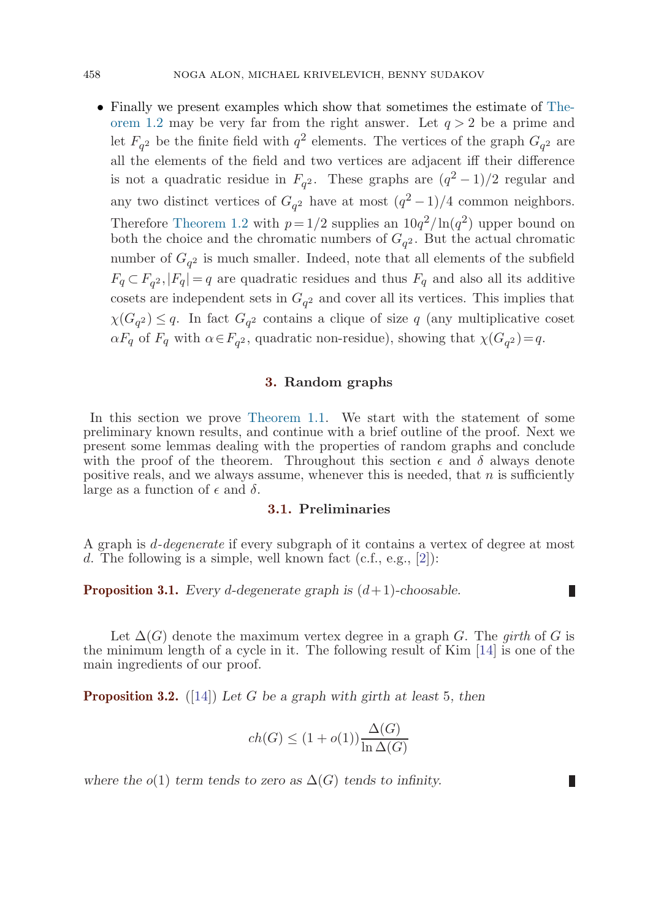- Finally we present examples which show that sometimes the estimate of Theorem 1.2 may be very far from the right answer. Let $q>2$ be a prime and let $F_{q^2}$ be the finite field with $q^2$ elements. The vertices of the graph $G_{q^2}$ are all the elements of the field and two vertices are adjacent iff their difference is not a quadratic residue in $F_{q^2}$. These graphs are $(q^2-1)/2$ regular and any two distinct vertices of $G_{q^2}$ have at most $(q^2-1)/4$ common neighbors. Therefore Theorem 1.2 with $p=1/2$ supplies an $10q^2/\ln(q^2)$ upper bound on both the choice and the chromatic numbers of $G_{q^2}$. But the actual chromatic number of $G_{q^2}$ is much smaller. Indeed, note that all elements of the subfield $F_q \subset F_{q^2}, |F_q|=q$ are quadratic residues and thus $F_q$ and also all its additive cosets are independent sets in $G_{q^2}$ and cover all its vertices. This implies that $\chi(G_{q^2}) \leq q$. In fact $G_{q^2}$ contains a clique of size $q$ (any multiplicative coset $\alpha F_q$ of $F_q$ with $\alpha \in F_{q^2}$, quadratic non-residue), showing that $\chi(G_{q^2})=q$.

## 3. Random graphs

In this section we prove Theorem 1.1. We start with the statement of some preliminary known results, and continue with a brief outline of the proof. Next we present some lemmas dealing with the properties of random graphs and conclude with the proof of the theorem. Throughout this section $\epsilon$ and $\delta$ always denote positive reals, and we always assume, whenever this is needed, that $n$ is sufficiently large as a function of $\epsilon$ and $\delta$.

### 3.1. Preliminaries

A graph is *d-degenerate* if every subgraph of it contains a vertex of degree at most $d$. The following is a simple, well known fact (c.f., e.g., [2]):

**Proposition 3.1.** *Every $d$-degenerate graph is $(d+1)$-choosable.* ∎

Let $\Delta(G)$ denote the maximum vertex degree in a graph $G$. The *girth* of $G$ is the minimum length of a cycle in it. The following result of Kim [14] is one of the main ingredients of our proof.

**Proposition 3.2.** ([14]) *Let $G$ be a graph with girth at least 5, then*

$$ch(G) \leq (1+o(1))\frac{\Delta(G)}{\ln \Delta(G)}$$

*where the $o(1)$ term tends to zero as $\Delta(G)$ tends to infinity.* ∎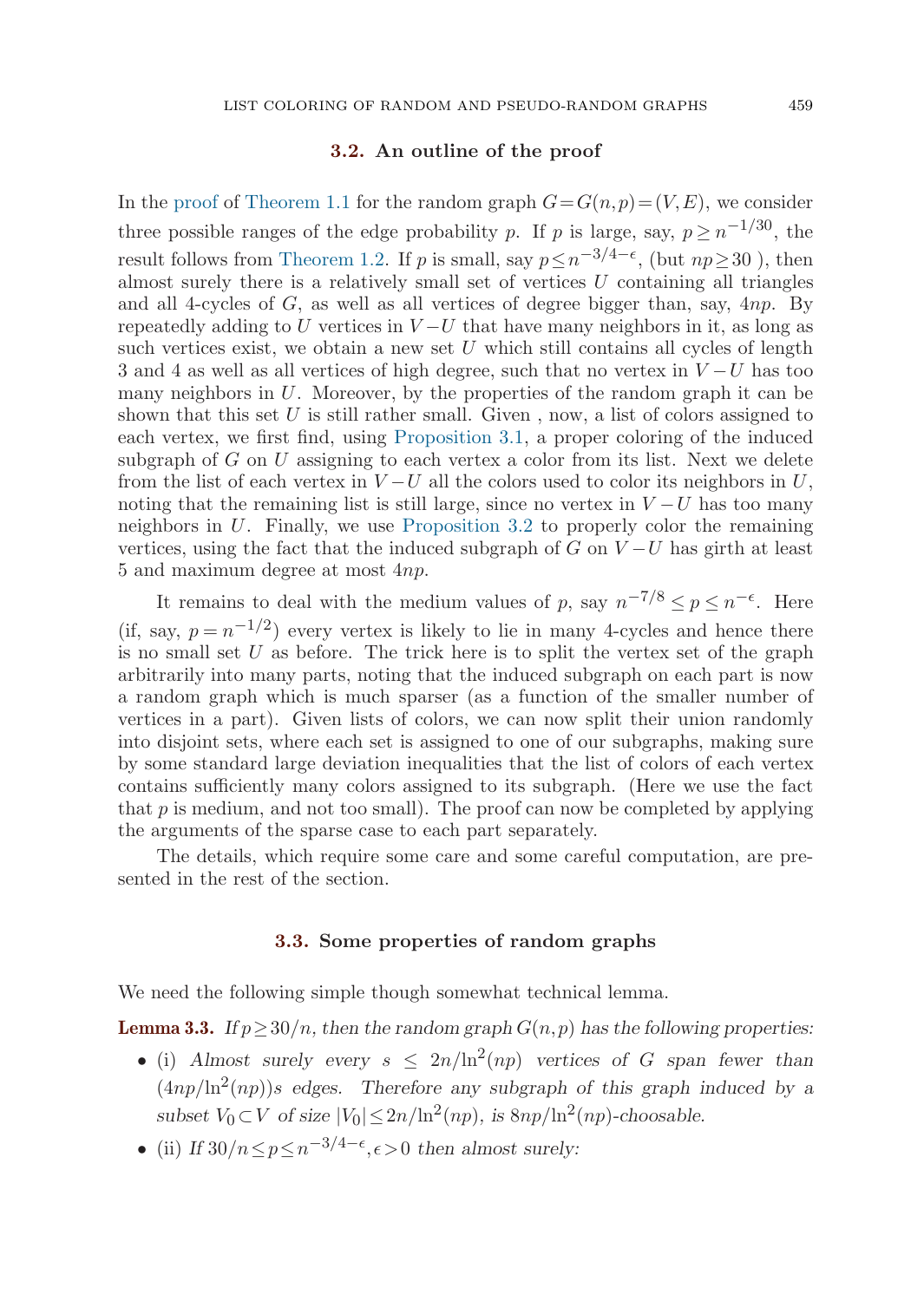### 3.2. An outline of the proof

In the proof of Theorem 1.1 for the random graph $G = G(n,p) = (V,E)$, we consider three possible ranges of the edge probability $p$. If $p$ is large, say, $p \geq n^{-1/30}$, the result follows from Theorem 1.2. If $p$ is small, say $p \leq n^{-3/4-\epsilon}$, (but $np \geq 30$ ), then almost surely there is a relatively small set of vertices $U$ containing all triangles and all 4-cycles of $G$, as well as all vertices of degree bigger than, say, $4np$. By repeatedly adding to $U$ vertices in $V-U$ that have many neighbors in it, as long as such vertices exist, we obtain a new set $U$ which still contains all cycles of length 3 and 4 as well as all vertices of high degree, such that no vertex in $V-U$ has too many neighbors in $U$. Moreover, by the properties of the random graph it can be shown that this set $U$ is still rather small. Given , now, a list of colors assigned to each vertex, we first find, using Proposition 3.1, a proper coloring of the induced subgraph of $G$ on $U$ assigning to each vertex a color from its list. Next we delete from the list of each vertex in $V-U$ all the colors used to color its neighbors in $U$, noting that the remaining list is still large, since no vertex in $V-U$ has too many neighbors in $U$. Finally, we use Proposition 3.2 to properly color the remaining vertices, using the fact that the induced subgraph of $G$ on $V-U$ has girth at least 5 and maximum degree at most $4np$.

It remains to deal with the medium values of $p$, say $n^{-7/8} \leq p \leq n^{-\epsilon}$. Here (if, say, $p = n^{-1/2}$) every vertex is likely to lie in many 4-cycles and hence there is no small set $U$ as before. The trick here is to split the vertex set of the graph arbitrarily into many parts, noting that the induced subgraph on each part is now a random graph which is much sparser (as a function of the smaller number of vertices in a part). Given lists of colors, we can now split their union randomly into disjoint sets, where each set is assigned to one of our subgraphs, making sure by some standard large deviation inequalities that the list of colors of each vertex contains sufficiently many colors assigned to its subgraph. (Here we use the fact that $p$ is medium, and not too small). The proof can now be completed by applying the arguments of the sparse case to each part separately.

The details, which require some care and some careful computation, are presented in the rest of the section.

### 3.3. Some properties of random graphs

We need the following simple though somewhat technical lemma.

**Lemma 3.3.** *If $p \geq 30/n$, then the random graph $G(n,p)$ has the following properties:*

- (i) *Almost surely every $s \leq 2n/\ln^2(np)$ vertices of $G$ span fewer than $(4np/\ln^2(np))s$ edges. Therefore any subgraph of this graph induced by a subset $V_0 \subset V$ of size $|V_0| \leq 2n/\ln^2(np)$, is $8np/\ln^2(np)$-choosable.*
- (ii) *If $30/n \leq p \leq n^{-3/4-\epsilon}, \epsilon > 0$ then almost surely:*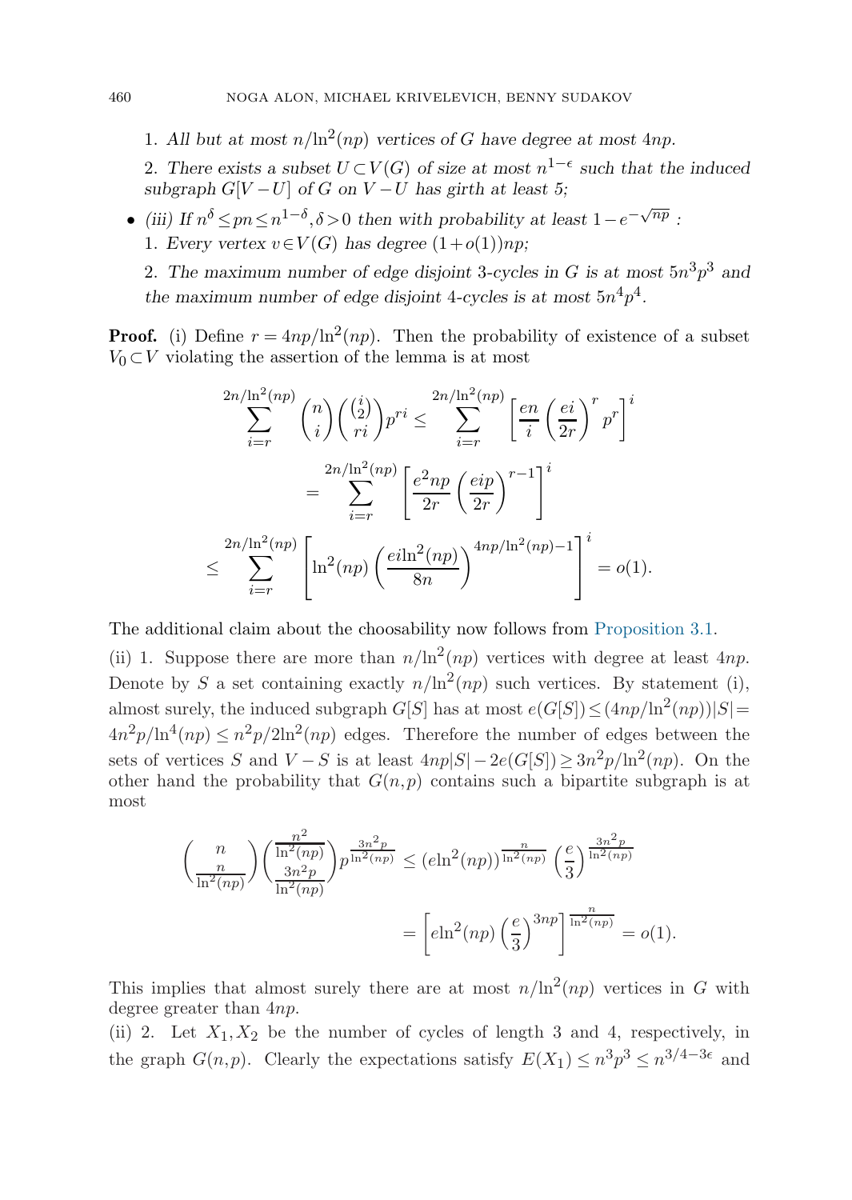1. *All but at most $n/\ln^2(np)$ vertices of $G$ have degree at most $4np$.*

2. *There exists a subset $U \subset V(G)$ of size at most $n^{1-\epsilon}$ such that the induced subgraph $G[V-U]$ of $G$ on $V-U$ has girth at least 5;*

- *(iii) If $n^{\delta} \le pn \le n^{1-\delta}, \delta > 0$ then with probability at least $1-e^{-\sqrt{np}}$ :*

  1. *Every vertex $v \in V(G)$ has degree $(1+o(1))np$;*

  2. *The maximum number of edge disjoint 3-cycles in $G$ is at most $5n^3p^3$ and the maximum number of edge disjoint 4-cycles is at most $5n^4p^4$.*

**Proof.** (i) Define $r = 4np/\ln^2(np)$. Then the probability of existence of a subset $V_0 \subset V$ violating the assertion of the lemma is at most

$$\sum_{i=r}^{2n/\ln^2(np)} \binom{n}{i}\binom{\binom{i}{2}}{ri} p^{ri} \le \sum_{i=r}^{2n/\ln^2(np)} \left[\frac{en}{i}\left(\frac{ei}{2r}\right)^r p^r\right]^i$$

$$= \sum_{i=r}^{2n/\ln^2(np)} \left[\frac{e^2np}{2r}\left(\frac{eip}{2r}\right)^{r-1}\right]^i$$

$$\le \sum_{i=r}^{2n/\ln^2(np)} \left[\ln^2(np)\left(\frac{ei\ln^2(np)}{8n}\right)^{4np/\ln^2(np)-1}\right]^i = o(1).$$

The additional claim about the choosability now follows from Proposition 3.1.

(ii) 1. Suppose there are more than $n/\ln^2(np)$ vertices with degree at least $4np$. Denote by $S$ a set containing exactly $n/\ln^2(np)$ such vertices. By statement (i), almost surely, the induced subgraph $G[S]$ has at most $e(G[S]) \le (4np/\ln^2(np))|S| = 4n^2p/\ln^4(np) \le n^2p/2\ln^2(np)$ edges. Therefore the number of edges between the sets of vertices $S$ and $V-S$ is at least $4np|S| - 2e(G[S]) \ge 3n^2p/\ln^2(np)$. On the other hand the probability that $G(n,p)$ contains such a bipartite subgraph is at most

$$\binom{n}{\frac{n}{\ln^2(np)}}\binom{\frac{n^2}{\ln^2(np)}}{\frac{3n^2p}{\ln^2(np)}} p^{\frac{3n^2p}{\ln^2(np)}} \le (e\ln^2(np))^{\frac{n}{\ln^2(np)}} \left(\frac{e}{3}\right)^{\frac{3n^2p}{\ln^2(np)}}$$

$$= \left[e\ln^2(np)\left(\frac{e}{3}\right)^{3np}\right]^{\frac{n}{\ln^2(np)}} = o(1).$$

This implies that almost surely there are at most $n/\ln^2(np)$ vertices in $G$ with degree greater than $4np$.

(ii) 2. Let $X_1, X_2$ be the number of cycles of length 3 and 4, respectively, in the graph $G(n,p)$. Clearly the expectations satisfy $E(X_1) \le n^3p^3 \le n^{3/4-3\epsilon}$ and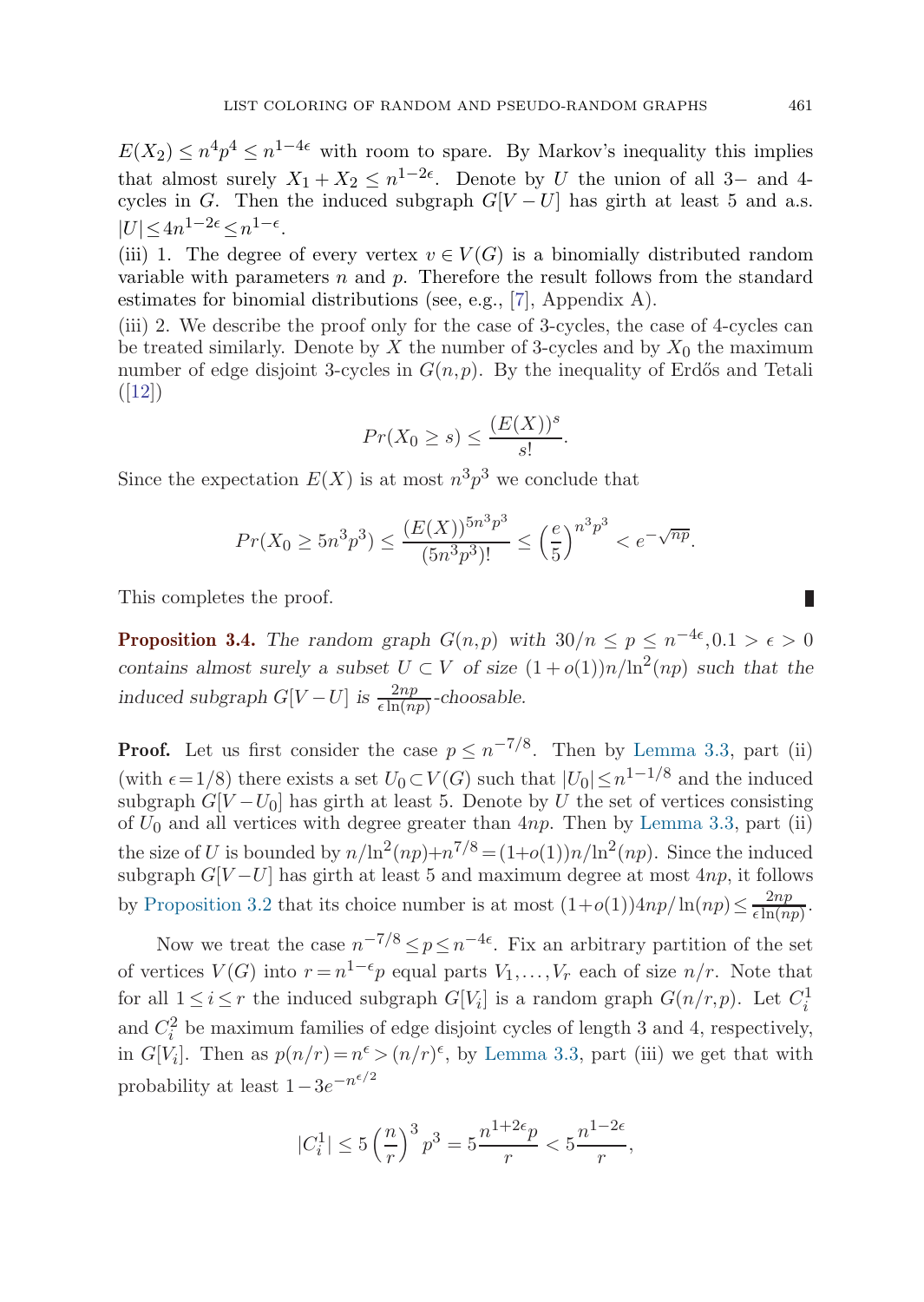$E(X_2) \le n^4p^4 \le n^{1-4\epsilon}$ with room to spare. By Markov's inequality this implies that almost surely $X_1 + X_2 \le n^{1-2\epsilon}$. Denote by $U$ the union of all 3− and 4-cycles in $G$. Then the induced subgraph $G[V-U]$ has girth at least 5 and a.s. $|U| \le 4n^{1-2\epsilon} \le n^{1-\epsilon}$.

(iii) 1. The degree of every vertex $v \in V(G)$ is a binomially distributed random variable with parameters $n$ and $p$. Therefore the result follows from the standard estimates for binomial distributions (see, e.g., [7], Appendix A).

(iii) 2. We describe the proof only for the case of 3-cycles, the case of 4-cycles can be treated similarly. Denote by $X$ the number of 3-cycles and by $X_0$ the maximum number of edge disjoint 3-cycles in $G(n,p)$. By the inequality of Erdős and Tetali ([12])

$$Pr(X_0 \ge s) \le \frac{(E(X))^s}{s!}.$$

Since the expectation $E(X)$ is at most $n^3p^3$ we conclude that

$$Pr(X_0 \ge 5n^3p^3) \le \frac{(E(X))^{5n^3p^3}}{(5n^3p^3)!} \le \left(\frac{e}{5}\right)^{n^3p^3} < e^{-\sqrt{np}}.$$

This completes the proof. ∎

**Proposition 3.4.** *The random graph $G(n,p)$ with $30/n \le p \le n^{-4\epsilon}, 0.1 > \epsilon > 0$ contains almost surely a subset $U \subset V$ of size $(1+o(1))n/\ln^2(np)$ such that the induced subgraph $G[V-U]$ is $\frac{2np}{\epsilon \ln(np)}$-choosable.*

**Proof.** Let us first consider the case $p \le n^{-7/8}$. Then by Lemma 3.3, part (ii) (with $\epsilon = 1/8$) there exists a set $U_0 \subset V(G)$ such that $|U_0| \le n^{1-1/8}$ and the induced subgraph $G[V-U_0]$ has girth at least 5. Denote by $U$ the set of vertices consisting of $U_0$ and all vertices with degree greater than $4np$. Then by Lemma 3.3, part (ii) the size of $U$ is bounded by $n/\ln^2(np) + n^{7/8} = (1+o(1))n/\ln^2(np)$. Since the induced subgraph $G[V-U]$ has girth at least 5 and maximum degree at most $4np$, it follows by Proposition 3.2 that its choice number is at most $(1+o(1))4np/\ln(np) \le \frac{2np}{\epsilon \ln(np)}$.

Now we treat the case $n^{-7/8} \le p \le n^{-4\epsilon}$. Fix an arbitrary partition of the set of vertices $V(G)$ into $r = n^{1-\epsilon}p$ equal parts $V_1, \ldots, V_r$ each of size $n/r$. Note that for all $1 \le i \le r$ the induced subgraph $G[V_i]$ is a random graph $G(n/r, p)$. Let $C_i^1$ and $C_i^2$ be maximum families of edge disjoint cycles of length 3 and 4, respectively, in $G[V_i]$. Then as $p(n/r) = n^{\epsilon} > (n/r)^{\epsilon}$, by Lemma 3.3, part (iii) we get that with probability at least $1 - 3e^{-n^{\epsilon/2}}$

$$|C_i^1| \le 5\left(\frac{n}{r}\right)^3 p^3 = 5\frac{n^{1+2\epsilon}p}{r} < 5\frac{n^{1-2\epsilon}}{r},$$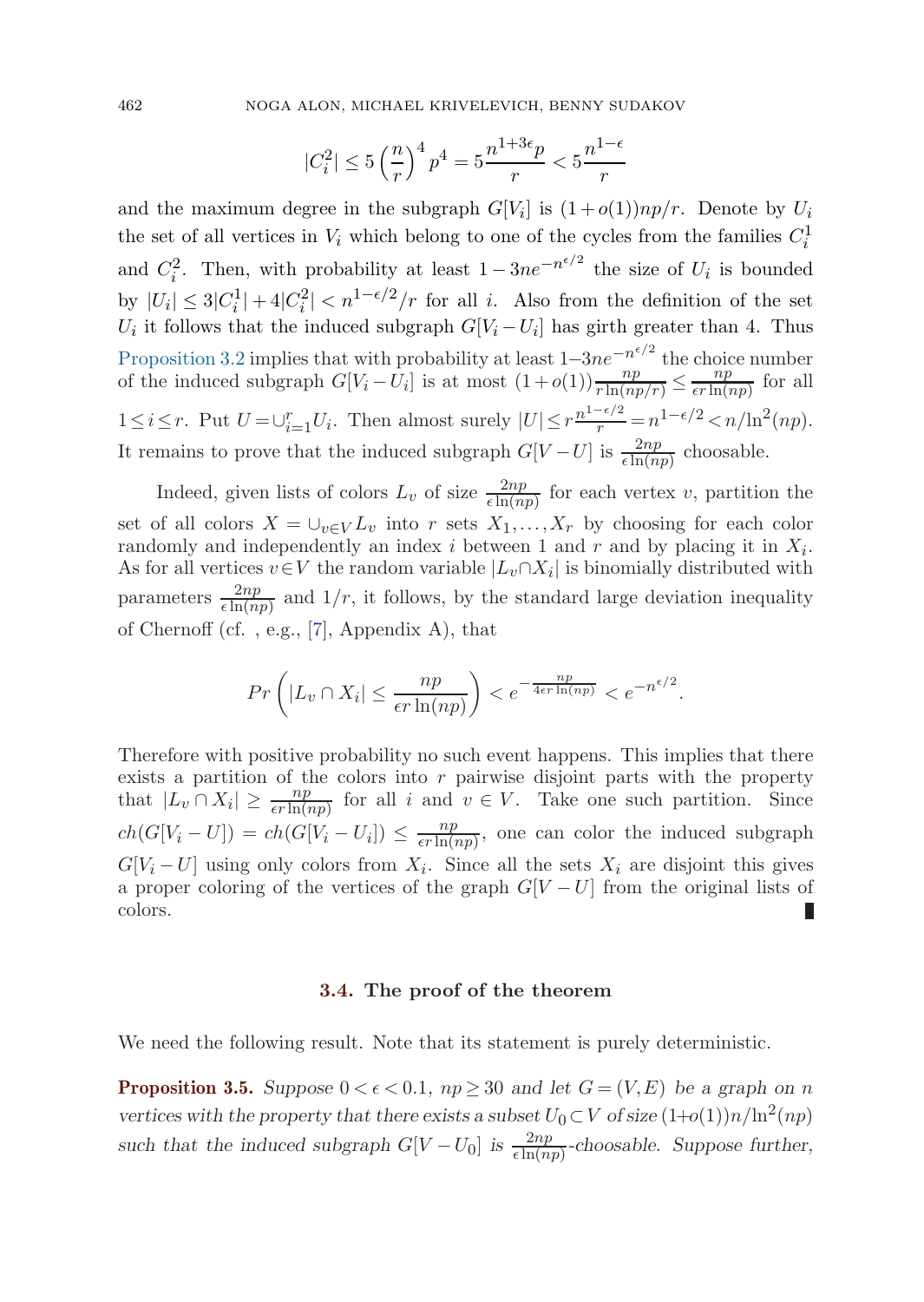$$|C_i^2| \le 5\left(\frac{n}{r}\right)^4 p^4 = 5\frac{n^{1+3\epsilon}p}{r} < 5\frac{n^{1-\epsilon}}{r}$$

and the maximum degree in the subgraph $G[V_i]$ is $(1+o(1))np/r$. Denote by $U_i$ the set of all vertices in $V_i$ which belong to one of the cycles from the families $C_i^1$ and $C_i^2$. Then, with probability at least $1-3ne^{-n^{\epsilon/2}}$ the size of $U_i$ is bounded by $|U_i| \le 3|C_i^1| + 4|C_i^2| < n^{1-\epsilon/2}/r$ for all $i$. Also from the definition of the set $U_i$ it follows that the induced subgraph $G[V_i - U_i]$ has girth greater than 4. Thus Proposition 3.2 implies that with probability at least $1-3ne^{-n^{\epsilon/2}}$ the choice number of the induced subgraph $G[V_i - U_i]$ is at most $(1+o(1))\frac{np}{r\ln(np/r)} \le \frac{np}{\epsilon r \ln(np)}$ for all $1 \le i \le r$. Put $U = \cup_{i=1}^r U_i$. Then almost surely $|U| \le r\frac{n^{1-\epsilon/2}}{r} = n^{1-\epsilon/2} < n/\ln^2(np)$. It remains to prove that the induced subgraph $G[V-U]$ is $\frac{2np}{\epsilon \ln(np)}$ choosable.

Indeed, given lists of colors $L_v$ of size $\frac{2np}{\epsilon \ln(np)}$ for each vertex $v$, partition the set of all colors $X = \cup_{v\in V} L_v$ into $r$ sets $X_1,\ldots,X_r$ by choosing for each color randomly and independently an index $i$ between 1 and $r$ and by placing it in $X_i$. As for all vertices $v \in V$ the random variable $|L_v \cap X_i|$ is binomially distributed with parameters $\frac{2np}{\epsilon \ln(np)}$ and $1/r$, it follows, by the standard large deviation inequality of Chernoff (cf. , e.g., [7], Appendix A), that

$$Pr\left(|L_v \cap X_i| \le \frac{np}{\epsilon r \ln(np)}\right) < e^{-\frac{np}{4\epsilon r \ln(np)}} < e^{-n^{\epsilon/2}}.$$

Therefore with positive probability no such event happens. This implies that there exists a partition of the colors into $r$ pairwise disjoint parts with the property that $|L_v \cap X_i| \ge \frac{np}{\epsilon r \ln(np)}$ for all $i$ and $v \in V$. Take one such partition. Since $ch(G[V_i - U]) = ch(G[V_i - U_i]) \le \frac{np}{\epsilon r \ln(np)}$, one can color the induced subgraph $G[V_i - U]$ using only colors from $X_i$. Since all the sets $X_i$ are disjoint this gives a proper coloring of the vertices of the graph $G[V-U]$ from the original lists of colors. ∎

### 3.4. The proof of the theorem

We need the following result. Note that its statement is purely deterministic.

**Proposition 3.5.** *Suppose $0 < \epsilon < 0.1$, $np \ge 30$ and let $G = (V,E)$ be a graph on $n$ vertices with the property that there exists a subset $U_0 \subset V$ of size $(1+o(1))n/\ln^2(np)$ such that the induced subgraph $G[V - U_0]$ is $\frac{2np}{\epsilon \ln(np)}$-choosable. Suppose further,*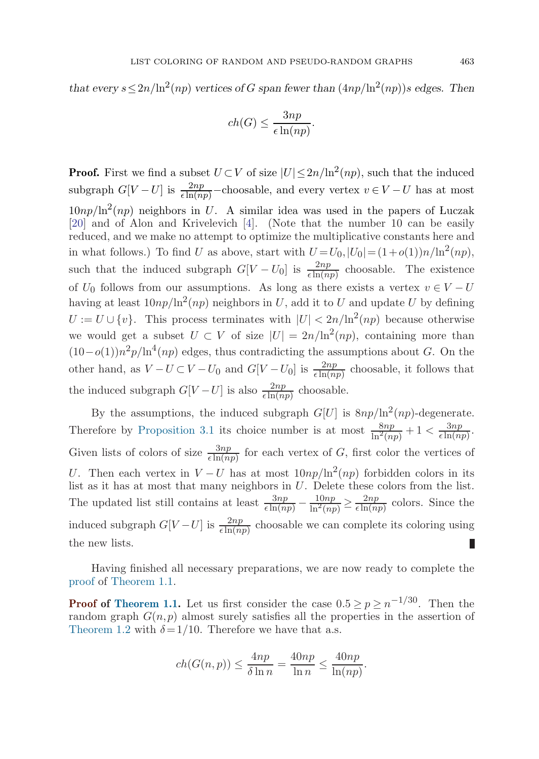*that every $s \le 2n/\ln^2(np)$ vertices of $G$ span fewer than $(4np/\ln^2(np))s$ edges. Then*

$$ch(G) \le \frac{3np}{\epsilon \ln(np)}.$$

**Proof.** First we find a subset $U \subset V$ of size $|U| \le 2n/\ln^2(np)$, such that the induced subgraph $G[V-U]$ is $\frac{2np}{\epsilon \ln(np)}$−choosable, and every vertex $v \in V-U$ has at most $10np/\ln^2(np)$ neighbors in $U$. A similar idea was used in the papers of Łuczak [20] and of Alon and Krivelevich [4]. (Note that the number 10 can be easily reduced, and we make no attempt to optimize the multiplicative constants here and in what follows.) To find $U$ as above, start with $U = U_0, |U_0| = (1+o(1))n/\ln^2(np)$, such that the induced subgraph $G[V-U_0]$ is $\frac{2np}{\epsilon \ln(np)}$ choosable. The existence of $U_0$ follows from our assumptions. As long as there exists a vertex $v \in V-U$ having at least $10np/\ln^2(np)$ neighbors in $U$, add it to $U$ and update $U$ by defining $U := U \cup \{v\}$. This process terminates with $|U| < 2n/\ln^2(np)$ because otherwise we would get a subset $U \subset V$ of size $|U| = 2n/\ln^2(np)$, containing more than $(10-o(1))n^2p/\ln^4(np)$ edges, thus contradicting the assumptions about $G$. On the other hand, as $V-U \subset V-U_0$ and $G[V-U_0]$ is $\frac{2np}{\epsilon \ln(np)}$ choosable, it follows that the induced subgraph $G[V-U]$ is also $\frac{2np}{\epsilon \ln(np)}$ choosable.

By the assumptions, the induced subgraph $G[U]$ is $8np/\ln^2(np)$-degenerate. Therefore by Proposition 3.1 its choice number is at most $\frac{8np}{\ln^2(np)} + 1 < \frac{3np}{\epsilon \ln(np)}$. Given lists of colors of size $\frac{3np}{\epsilon \ln(np)}$ for each vertex of $G$, first color the vertices of $U$. Then each vertex in $V-U$ has at most $10np/\ln^2(np)$ forbidden colors in its list as it has at most that many neighbors in $U$. Delete these colors from the list. The updated list still contains at least $\frac{3np}{\epsilon \ln(np)} - \frac{10np}{\ln^2(np)} \ge \frac{2np}{\epsilon \ln(np)}$ colors. Since the induced subgraph $G[V-U]$ is $\frac{2np}{\epsilon \ln(np)}$ choosable we can complete its coloring using the new lists. ∎

Having finished all necessary preparations, we are now ready to complete the proof of Theorem 1.1.

**Proof of Theorem 1.1.** Let us first consider the case $0.5 \ge p \ge n^{-1/30}$. Then the random graph $G(n,p)$ almost surely satisfies all the properties in the assertion of Theorem 1.2 with $\delta = 1/10$. Therefore we have that a.s.

$$ch(G(n,p)) \le \frac{4np}{\delta \ln n} = \frac{40np}{\ln n} \le \frac{40np}{\ln(np)}.$$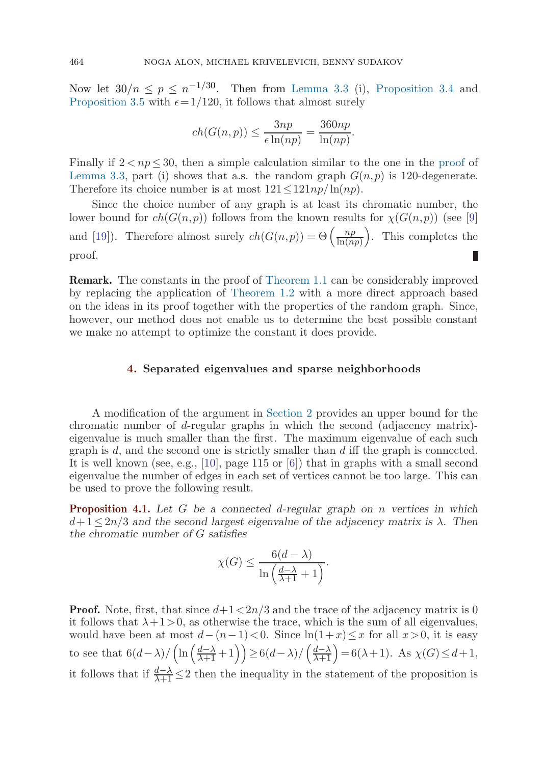Now let $30/n \leq p \leq n^{-1/30}$. Then from Lemma 3.3 (i), Proposition 3.4 and Proposition 3.5 with $\epsilon = 1/120$, it follows that almost surely

$$ch(G(n,p)) \leq \frac{3np}{\epsilon \ln(np)} = \frac{360np}{\ln(np)}.$$

Finally if $2 < np \leq 30$, then a simple calculation similar to the one in the proof of Lemma 3.3, part (i) shows that a.s. the random graph $G(n,p)$ is 120-degenerate. Therefore its choice number is at most $121 \leq 121np/\ln(np)$.

Since the choice number of any graph is at least its chromatic number, the lower bound for $ch(G(n,p))$ follows from the known results for $\chi(G(n,p))$ (see [9] and [19]). Therefore almost surely $ch(G(n,p)) = \Theta\left(\frac{np}{\ln(np)}\right)$. This completes the proof. ∎

**Remark.** The constants in the proof of Theorem 1.1 can be considerably improved by replacing the application of Theorem 1.2 with a more direct approach based on the ideas in its proof together with the properties of the random graph. Since, however, our method does not enable us to determine the best possible constant we make no attempt to optimize the constant it does provide.

## 4. Separated eigenvalues and sparse neighborhoods

A modification of the argument in Section 2 provides an upper bound for the chromatic number of $d$-regular graphs in which the second (adjacency matrix)-eigenvalue is much smaller than the first. The maximum eigenvalue of each such graph is $d$, and the second one is strictly smaller than $d$ iff the graph is connected. It is well known (see, e.g., [10], page 115 or [6]) that in graphs with a small second eigenvalue the number of edges in each set of vertices cannot be too large. This can be used to prove the following result.

**Proposition 4.1.** *Let $G$ be a connected $d$-regular graph on $n$ vertices in which $d+1 \leq 2n/3$ and the second largest eigenvalue of the adjacency matrix is $\lambda$. Then the chromatic number of $G$ satisfies*

$$\chi(G) \leq \frac{6(d-\lambda)}{\ln\left(\frac{d-\lambda}{\lambda+1}+1\right)}.$$

**Proof.** Note, first, that since $d+1 < 2n/3$ and the trace of the adjacency matrix is 0 it follows that $\lambda + 1 > 0$, as otherwise the trace, which is the sum of all eigenvalues, would have been at most $d-(n-1) < 0$. Since $\ln(1+x) \leq x$ for all $x > 0$, it is easy to see that $6(d-\lambda)/\left(\ln\left(\frac{d-\lambda}{\lambda+1}+1\right)\right) \geq 6(d-\lambda)/\left(\frac{d-\lambda}{\lambda+1}\right) = 6(\lambda+1)$. As $\chi(G) \leq d+1$, it follows that if $\frac{d-\lambda}{\lambda+1} \leq 2$ then the inequality in the statement of the proposition is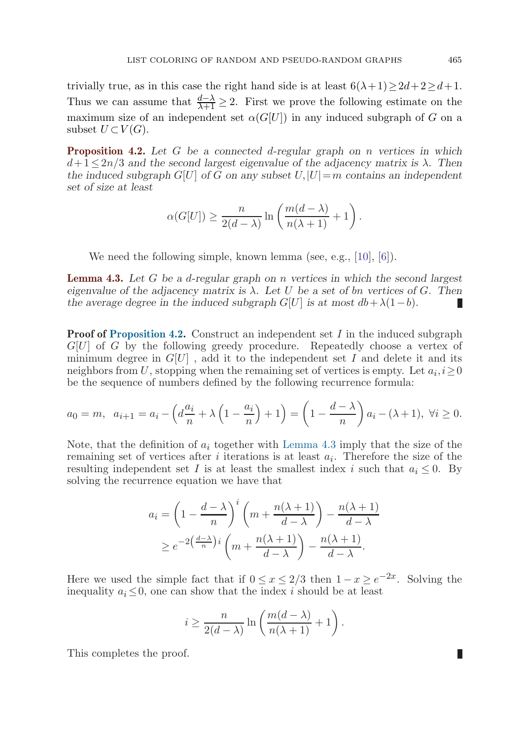trivially true, as in this case the right hand side is at least $6(\lambda+1) \geq 2d+2 \geq d+1$. Thus we can assume that $\frac{d-\lambda}{\lambda+1} \geq 2$. First we prove the following estimate on the maximum size of an independent set $\alpha(G[U])$ in any induced subgraph of $G$ on a subset $U \subset V(G)$.

**Proposition 4.2.** *Let $G$ be a connected $d$-regular graph on $n$ vertices in which $d+1 \leq 2n/3$ and the second largest eigenvalue of the adjacency matrix is $\lambda$. Then the induced subgraph $G[U]$ of $G$ on any subset $U, |U| = m$ contains an independent set of size at least*

$$\alpha(G[U]) \geq \frac{n}{2(d-\lambda)} \ln\left(\frac{m(d-\lambda)}{n(\lambda+1)} + 1\right).$$

We need the following simple, known lemma (see, e.g., [10], [6]).

**Lemma 4.3.** *Let $G$ be a $d$-regular graph on $n$ vertices in which the second largest eigenvalue of the adjacency matrix is $\lambda$. Let $U$ be a set of $bn$ vertices of $G$. Then the average degree in the induced subgraph $G[U]$ is at most $db + \lambda(1-b)$.* ∎

**Proof of Proposition 4.2.** Construct an independent set $I$ in the induced subgraph $G[U]$ of $G$ by the following greedy procedure. Repeatedly choose a vertex of minimum degree in $G[U]$ , add it to the independent set $I$ and delete it and its neighbors from $U$, stopping when the remaining set of vertices is empty. Let $a_i, i \geq 0$ be the sequence of numbers defined by the following recurrence formula:

$$a_0 = m, \;\; a_{i+1} = a_i - \left(d\frac{a_i}{n} + \lambda\left(1 - \frac{a_i}{n}\right) + 1\right) = \left(1 - \frac{d-\lambda}{n}\right)a_i - (\lambda+1), \;\forall i \geq 0.$$

Note, that the definition of $a_i$ together with Lemma 4.3 imply that the size of the remaining set of vertices after $i$ iterations is at least $a_i$. Therefore the size of the resulting independent set $I$ is at least the smallest index $i$ such that $a_i \leq 0$. By solving the recurrence equation we have that

$$\begin{aligned} a_i &= \left(1 - \frac{d-\lambda}{n}\right)^i \left(m + \frac{n(\lambda+1)}{d-\lambda}\right) - \frac{n(\lambda+1)}{d-\lambda} \\ &\geq e^{-2\left(\frac{d-\lambda}{n}\right)i}\left(m + \frac{n(\lambda+1)}{d-\lambda}\right) - \frac{n(\lambda+1)}{d-\lambda}. \end{aligned}$$

Here we used the simple fact that if $0 \leq x \leq 2/3$ then $1 - x \geq e^{-2x}$. Solving the inequality $a_i \leq 0$, one can show that the index $i$ should be at least

$$i \geq \frac{n}{2(d-\lambda)} \ln\left(\frac{m(d-\lambda)}{n(\lambda+1)} + 1\right).$$

This completes the proof. ∎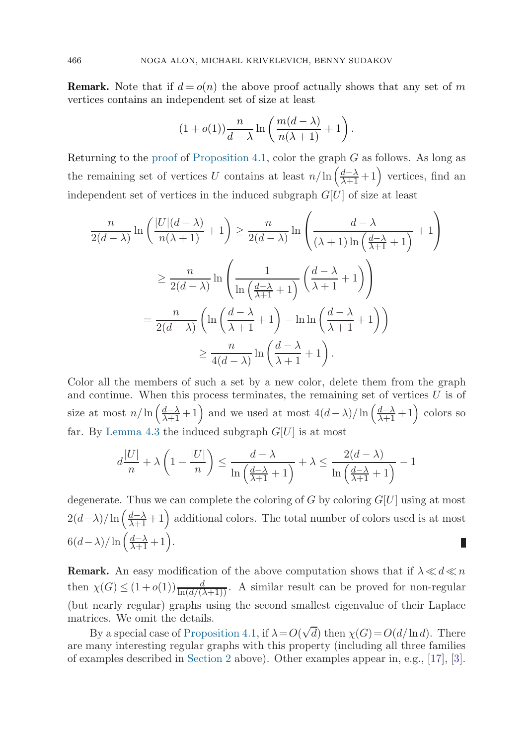**Remark.** Note that if $d = o(n)$ the above proof actually shows that any set of $m$ vertices contains an independent set of size at least

$$(1+o(1))\frac{n}{d-\lambda}\ln\left(\frac{m(d-\lambda)}{n(\lambda+1)}+1\right).$$

Returning to the proof of Proposition 4.1, color the graph $G$ as follows. As long as the remaining set of vertices $U$ contains at least $n/\ln\left(\frac{d-\lambda}{\lambda+1}+1\right)$ vertices, find an independent set of vertices in the induced subgraph $G[U]$ of size at least

$$\begin{aligned}
\frac{n}{2(d-\lambda)}\ln\left(\frac{|U|(d-\lambda)}{n(\lambda+1)}+1\right) &\geq \frac{n}{2(d-\lambda)}\ln\left(\frac{d-\lambda}{(\lambda+1)\ln\left(\frac{d-\lambda}{\lambda+1}+1\right)}+1\right)\\
&\geq \frac{n}{2(d-\lambda)}\ln\left(\frac{1}{\ln\left(\frac{d-\lambda}{\lambda+1}+1\right)}\left(\frac{d-\lambda}{\lambda+1}+1\right)\right)\\
&= \frac{n}{2(d-\lambda)}\left(\ln\left(\frac{d-\lambda}{\lambda+1}+1\right)-\ln\ln\left(\frac{d-\lambda}{\lambda+1}+1\right)\right)\\
&\geq \frac{n}{4(d-\lambda)}\ln\left(\frac{d-\lambda}{\lambda+1}+1\right).
\end{aligned}$$

Color all the members of such a set by a new color, delete them from the graph and continue. When this process terminates, the remaining set of vertices $U$ is of size at most $n/\ln\left(\frac{d-\lambda}{\lambda+1}+1\right)$ and we used at most $4(d-\lambda)/\ln\left(\frac{d-\lambda}{\lambda+1}+1\right)$ colors so far. By Lemma 4.3 the induced subgraph $G[U]$ is at most

$$d\frac{|U|}{n}+\lambda\left(1-\frac{|U|}{n}\right) \leq \frac{d-\lambda}{\ln\left(\frac{d-\lambda}{\lambda+1}+1\right)}+\lambda \leq \frac{2(d-\lambda)}{\ln\left(\frac{d-\lambda}{\lambda+1}+1\right)}-1$$

degenerate. Thus we can complete the coloring of $G$ by coloring $G[U]$ using at most $2(d-\lambda)/\ln\left(\frac{d-\lambda}{\lambda+1}+1\right)$ additional colors. The total number of colors used is at most $6(d-\lambda)/\ln\left(\frac{d-\lambda}{\lambda+1}+1\right)$. ∎

**Remark.** An easy modification of the above computation shows that if $\lambda \ll d \ll n$ then $\chi(G) \leq (1+o(1))\frac{d}{\ln(d/(\lambda+1))}$. A similar result can be proved for non-regular (but nearly regular) graphs using the second smallest eigenvalue of their Laplace matrices. We omit the details.

By a special case of Proposition 4.1, if $\lambda = O(\sqrt{d})$ then $\chi(G) = O(d/\ln d)$. There are many interesting regular graphs with this property (including all three families of examples described in Section 2 above). Other examples appear in, e.g., [17], [3].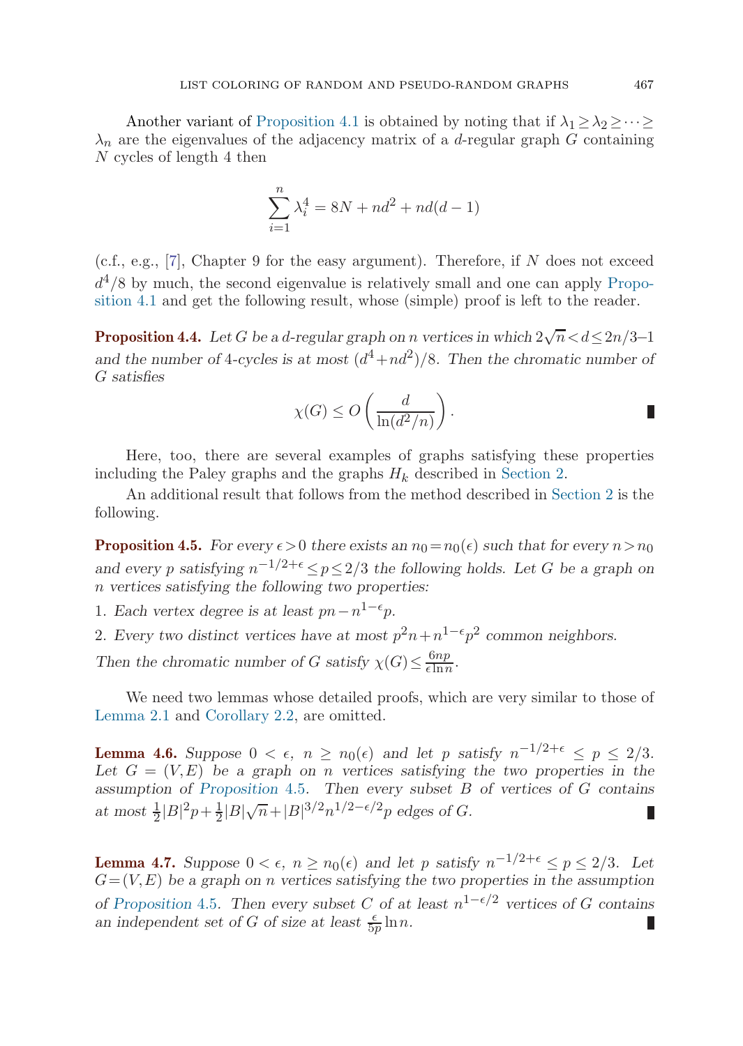Another variant of Proposition 4.1 is obtained by noting that if $\lambda_1 \geq \lambda_2 \geq \cdots \geq \lambda_n$ are the eigenvalues of the adjacency matrix of a $d$-regular graph $G$ containing $N$ cycles of length 4 then

$$\sum_{i=1}^{n} \lambda_i^4 = 8N + nd^2 + nd(d-1)$$

(c.f., e.g., [7], Chapter 9 for the easy argument). Therefore, if $N$ does not exceed $d^4/8$ by much, the second eigenvalue is relatively small and one can apply Proposition 4.1 and get the following result, whose (simple) proof is left to the reader.

**Proposition 4.4.** *Let $G$ be a $d$-regular graph on $n$ vertices in which $2\sqrt{n} < d \leq 2n/3 - 1$ and the number of 4-cycles is at most $(d^4 + nd^2)/8$. Then the chromatic number of $G$ satisfies*

$$\chi(G) \leq O\left(\frac{d}{\ln(d^2/n)}\right).$$

Here, too, there are several examples of graphs satisfying these properties including the Paley graphs and the graphs $H_k$ described in Section 2.

An additional result that follows from the method described in Section 2 is the following.

**Proposition 4.5.** *For every $\epsilon > 0$ there exists an $n_0 = n_0(\epsilon)$ such that for every $n > n_0$ and every $p$ satisfying $n^{-1/2+\epsilon} \leq p \leq 2/3$ the following holds. Let $G$ be a graph on $n$ vertices satisfying the following two properties:*

1. *Each vertex degree is at least $pn - n^{1-\epsilon}p$.*
2. *Every two distinct vertices have at most $p^2 n + n^{1-\epsilon}p^2$ common neighbors.*

*Then the chromatic number of $G$ satisfy $\chi(G) \leq \frac{6np}{\epsilon \ln n}$.*

We need two lemmas whose detailed proofs, which are very similar to those of Lemma 2.1 and Corollary 2.2, are omitted.

**Lemma 4.6.** *Suppose $0 < \epsilon$, $n \geq n_0(\epsilon)$ and let $p$ satisfy $n^{-1/2+\epsilon} \leq p \leq 2/3$. Let $G = (V, E)$ be a graph on $n$ vertices satisfying the two properties in the assumption of Proposition 4.5. Then every subset $B$ of vertices of $G$ contains at most $\frac{1}{2}|B|^2 p + \frac{1}{2}|B|\sqrt{n} + |B|^{3/2} n^{1/2-\epsilon/2} p$ edges of $G$.*

**Lemma 4.7.** *Suppose $0 < \epsilon$, $n \geq n_0(\epsilon)$ and let $p$ satisfy $n^{-1/2+\epsilon} \leq p \leq 2/3$. Let $G = (V, E)$ be a graph on $n$ vertices satisfying the two properties in the assumption of Proposition 4.5. Then every subset $C$ of at least $n^{1-\epsilon/2}$ vertices of $G$ contains an independent set of $G$ of size at least $\frac{\epsilon}{5p} \ln n$.*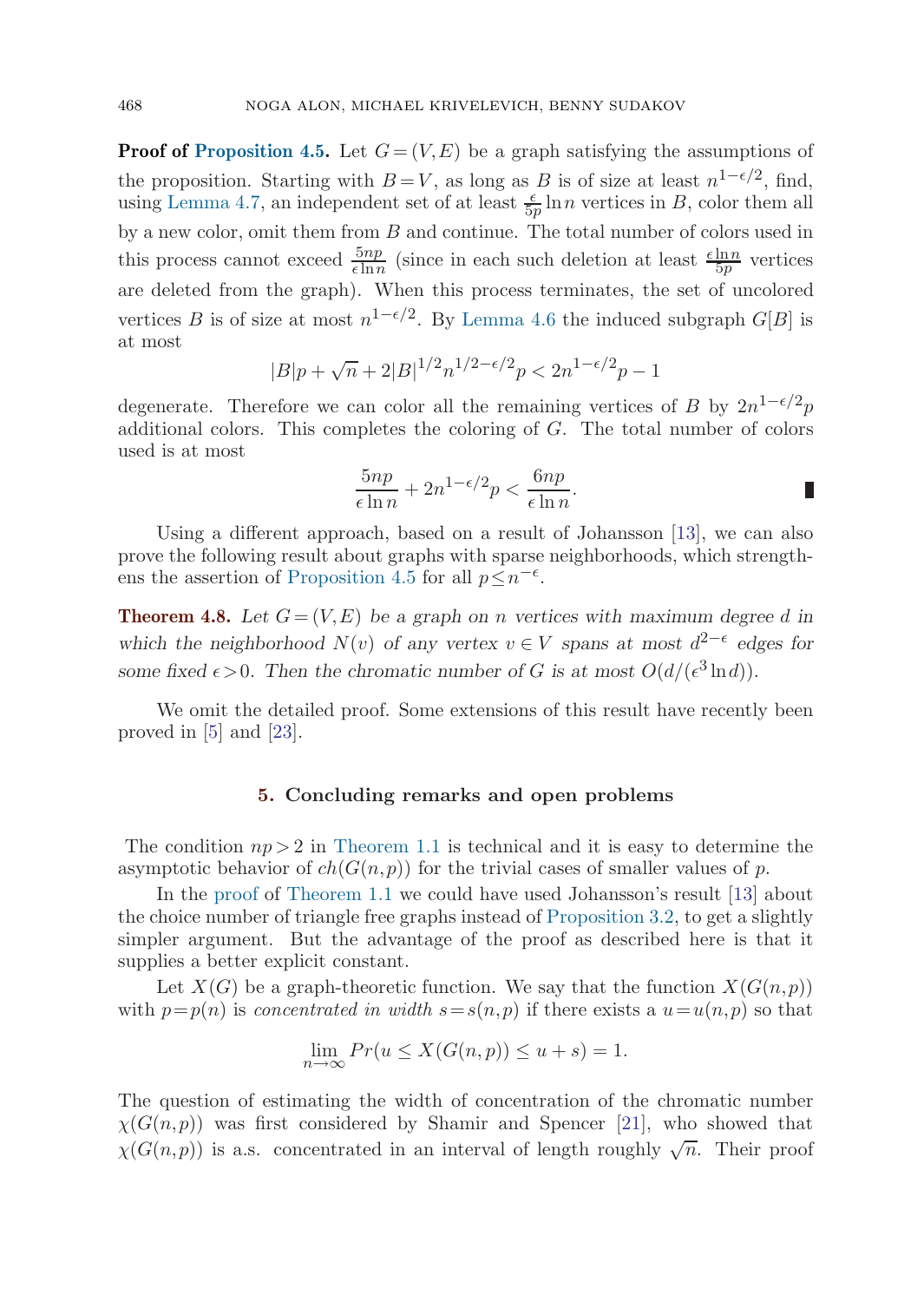**Proof of Proposition 4.5.** Let $G=(V,E)$ be a graph satisfying the assumptions of the proposition. Starting with $B=V$, as long as $B$ is of size at least $n^{1-\epsilon/2}$, find, using Lemma 4.7, an independent set of at least $\frac{\epsilon}{5p}\ln n$ vertices in $B$, color them all by a new color, omit them from $B$ and continue. The total number of colors used in this process cannot exceed $\frac{5np}{\epsilon \ln n}$ (since in each such deletion at least $\frac{\epsilon \ln n}{5p}$ vertices are deleted from the graph). When this process terminates, the set of uncolored vertices $B$ is of size at most $n^{1-\epsilon/2}$. By Lemma 4.6 the induced subgraph $G[B]$ is at most

$$|B|p+\sqrt{n}+2|B|^{1/2}n^{1/2-\epsilon/2}p<2n^{1-\epsilon/2}p-1$$

degenerate. Therefore we can color all the remaining vertices of $B$ by $2n^{1-\epsilon/2}p$ additional colors. This completes the coloring of $G$. The total number of colors used is at most

$$\frac{5np}{\epsilon \ln n}+2n^{1-\epsilon/2}p<\frac{6np}{\epsilon \ln n}.$$

∎

Using a different approach, based on a result of Johansson [13], we can also prove the following result about graphs with sparse neighborhoods, which strengthens the assertion of Proposition 4.5 for all $p \le n^{-\epsilon}$.

**Theorem 4.8.** *Let $G=(V,E)$ be a graph on $n$ vertices with maximum degree $d$ in which the neighborhood $N(v)$ of any vertex $v\in V$ spans at most $d^{2-\epsilon}$ edges for some fixed $\epsilon>0$. Then the chromatic number of $G$ is at most $O(d/(\epsilon^3 \ln d))$.*

We omit the detailed proof. Some extensions of this result have recently been proved in [5] and [23].

## 5. Concluding remarks and open problems

The condition $np>2$ in Theorem 1.1 is technical and it is easy to determine the asymptotic behavior of $ch(G(n,p))$ for the trivial cases of smaller values of $p$.

In the proof of Theorem 1.1 we could have used Johansson's result [13] about the choice number of triangle free graphs instead of Proposition 3.2, to get a slightly simpler argument. But the advantage of the proof as described here is that it supplies a better explicit constant.

Let $X(G)$ be a graph-theoretic function. We say that the function $X(G(n,p))$ with $p=p(n)$ is *concentrated in width* $s=s(n,p)$ if there exists a $u=u(n,p)$ so that

$$\lim_{n\to\infty} Pr(u \le X(G(n,p)) \le u+s)=1.$$

The question of estimating the width of concentration of the chromatic number $\chi(G(n,p))$ was first considered by Shamir and Spencer [21], who showed that $\chi(G(n,p))$ is a.s. concentrated in an interval of length roughly $\sqrt{n}$. Their proof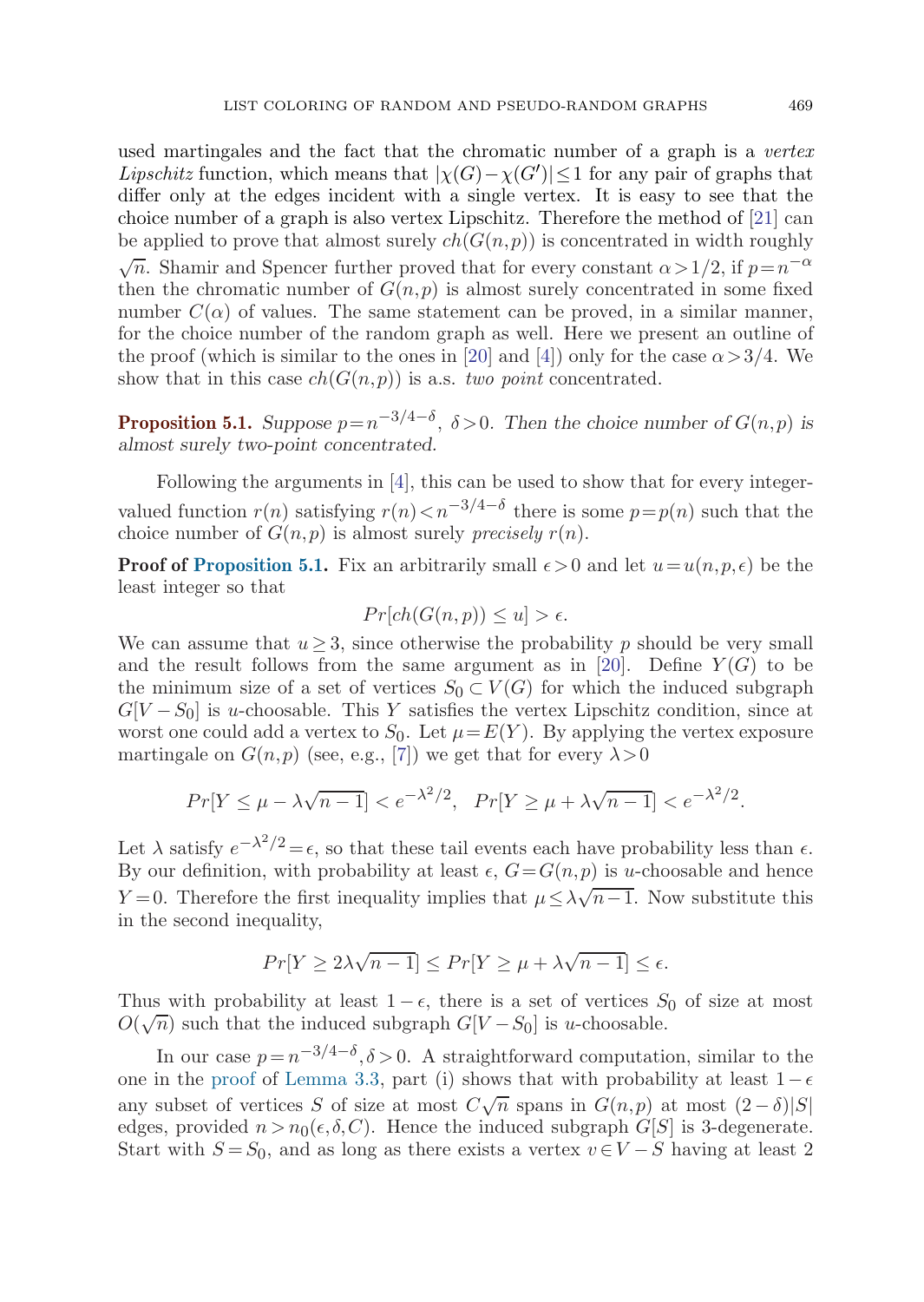used martingales and the fact that the chromatic number of a graph is a *vertex Lipschitz* function, which means that $|\chi(G) - \chi(G')| \leq 1$ for any pair of graphs that differ only at the edges incident with a single vertex. It is easy to see that the choice number of a graph is also vertex Lipschitz. Therefore the method of [21] can be applied to prove that almost surely $ch(G(n,p))$ is concentrated in width roughly $\sqrt{n}$. Shamir and Spencer further proved that for every constant $\alpha > 1/2$, if $p = n^{-\alpha}$ then the chromatic number of $G(n,p)$ is almost surely concentrated in some fixed number $C(\alpha)$ of values. The same statement can be proved, in a similar manner, for the choice number of the random graph as well. Here we present an outline of the proof (which is similar to the ones in [20] and [4]) only for the case $\alpha > 3/4$. We show that in this case $ch(G(n,p))$ is a.s. *two point* concentrated.

**Proposition 5.1.** *Suppose $p = n^{-3/4-\delta}$, $\delta > 0$. Then the choice number of $G(n,p)$ is almost surely two-point concentrated.*

Following the arguments in [4], this can be used to show that for every integer-valued function $r(n)$ satisfying $r(n) < n^{-3/4-\delta}$ there is some $p = p(n)$ such that the choice number of $G(n,p)$ is almost surely *precisely* $r(n)$.

**Proof of Proposition 5.1.** Fix an arbitrarily small $\epsilon > 0$ and let $u = u(n,p,\epsilon)$ be the least integer so that

$$Pr[ch(G(n,p)) \leq u] > \epsilon.$$

We can assume that $u \geq 3$, since otherwise the probability $p$ should be very small and the result follows from the same argument as in [20]. Define $Y(G)$ to be the minimum size of a set of vertices $S_0 \subset V(G)$ for which the induced subgraph $G[V - S_0]$ is $u$-choosable. This $Y$ satisfies the vertex Lipschitz condition, since at worst one could add a vertex to $S_0$. Let $\mu = E(Y)$. By applying the vertex exposure martingale on $G(n,p)$ (see, e.g., [7]) we get that for every $\lambda > 0$

$$Pr[Y \leq \mu - \lambda\sqrt{n-1}] < e^{-\lambda^2/2}, \quad Pr[Y \geq \mu + \lambda\sqrt{n-1}] < e^{-\lambda^2/2}.$$

Let $\lambda$ satisfy $e^{-\lambda^2/2} = \epsilon$, so that these tail events each have probability less than $\epsilon$. By our definition, with probability at least $\epsilon$, $G = G(n,p)$ is $u$-choosable and hence $Y = 0$. Therefore the first inequality implies that $\mu \leq \lambda\sqrt{n-1}$. Now substitute this in the second inequality,

$$Pr[Y \geq 2\lambda\sqrt{n-1}] \leq Pr[Y \geq \mu + \lambda\sqrt{n-1}] \leq \epsilon.$$

Thus with probability at least $1 - \epsilon$, there is a set of vertices $S_0$ of size at most $O(\sqrt{n})$ such that the induced subgraph $G[V - S_0]$ is $u$-choosable.

In our case $p = n^{-3/4-\delta}, \delta > 0$. A straightforward computation, similar to the one in the proof of Lemma 3.3, part (i) shows that with probability at least $1 - \epsilon$ any subset of vertices $S$ of size at most $C\sqrt{n}$ spans in $G(n,p)$ at most $(2-\delta)|S|$ edges, provided $n > n_0(\epsilon, \delta, C)$. Hence the induced subgraph $G[S]$ is 3-degenerate. Start with $S = S_0$, and as long as there exists a vertex $v \in V - S$ having at least 2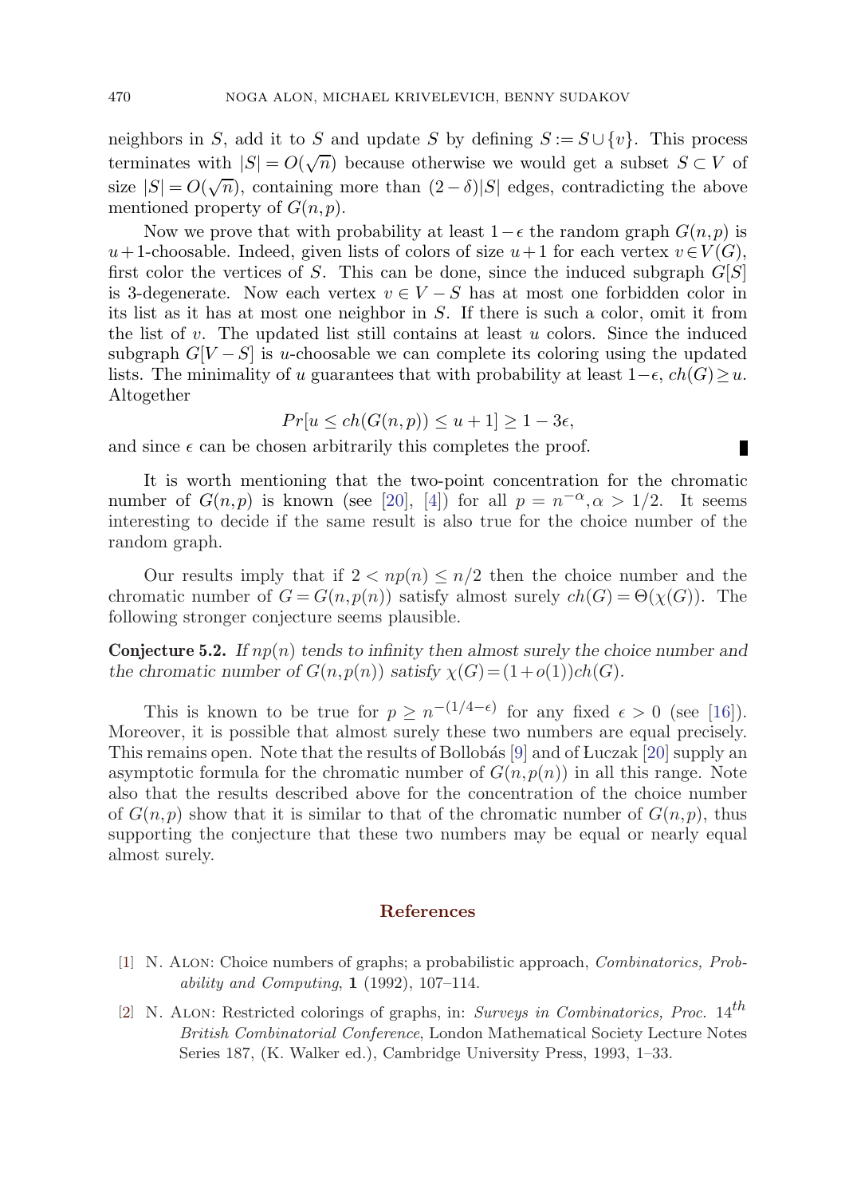neighbors in $S$, add it to $S$ and update $S$ by defining $S := S \cup \{v\}$. This process terminates with $|S| = O(\sqrt{n})$ because otherwise we would get a subset $S \subset V$ of size $|S| = O(\sqrt{n})$, containing more than $(2-\delta)|S|$ edges, contradicting the above mentioned property of $G(n,p)$.

Now we prove that with probability at least $1-\epsilon$ the random graph $G(n,p)$ is $u+1$-choosable. Indeed, given lists of colors of size $u+1$ for each vertex $v \in V(G)$, first color the vertices of $S$. This can be done, since the induced subgraph $G[S]$ is 3-degenerate. Now each vertex $v \in V - S$ has at most one forbidden color in its list as it has at most one neighbor in $S$. If there is such a color, omit it from the list of $v$. The updated list still contains at least $u$ colors. Since the induced subgraph $G[V-S]$ is $u$-choosable we can complete its coloring using the updated lists. The minimality of $u$ guarantees that with probability at least $1-\epsilon$, $ch(G) \geq u$. Altogether

$$Pr[u \leq ch(G(n,p)) \leq u+1] \geq 1 - 3\epsilon,$$

and since $\epsilon$ can be chosen arbitrarily this completes the proof. ∎

It is worth mentioning that the two-point concentration for the chromatic number of $G(n,p)$ is known (see [20], [4]) for all $p = n^{-\alpha}, \alpha > 1/2$. It seems interesting to decide if the same result is also true for the choice number of the random graph.

Our results imply that if $2 < np(n) \leq n/2$ then the choice number and the chromatic number of $G = G(n,p(n))$ satisfy almost surely $ch(G) = \Theta(\chi(G))$. The following stronger conjecture seems plausible.

**Conjecture 5.2.** *If $np(n)$ tends to infinity then almost surely the choice number and the chromatic number of $G(n,p(n))$ satisfy $\chi(G) = (1+o(1))ch(G)$.*

This is known to be true for $p \geq n^{-(1/4-\epsilon)}$ for any fixed $\epsilon > 0$ (see [16]). Moreover, it is possible that almost surely these two numbers are equal precisely. This remains open. Note that the results of Bollobás [9] and of Łuczak [20] supply an asymptotic formula for the chromatic number of $G(n,p(n))$ in all this range. Note also that the results described above for the concentration of the choice number of $G(n,p)$ show that it is similar to that of the chromatic number of $G(n,p)$, thus supporting the conjecture that these two numbers may be equal or nearly equal almost surely.

## References

[1] N. Alon: Choice numbers of graphs; a probabilistic approach, *Combinatorics, Probability and Computing*, **1** (1992), 107–114.

[2] N. Alon: Restricted colorings of graphs, in: *Surveys in Combinatorics, Proc.* $14^{th}$ *British Combinatorial Conference*, London Mathematical Society Lecture Notes Series 187, (K. Walker ed.), Cambridge University Press, 1993, 1–33.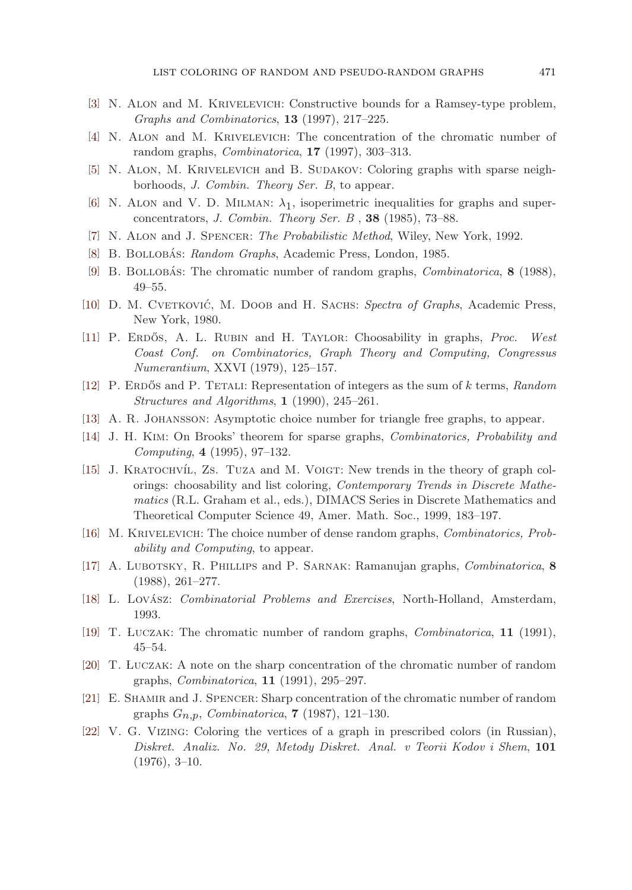[3] N. Alon and M. Krivelevich: Constructive bounds for a Ramsey-type problem, *Graphs and Combinatorics*, **13** (1997), 217–225.

[4] N. Alon and M. Krivelevich: The concentration of the chromatic number of random graphs, *Combinatorica*, **17** (1997), 303–313.

[5] N. Alon, M. Krivelevich and B. Sudakov: Coloring graphs with sparse neighborhoods, *J. Combin. Theory Ser. B*, to appear.

[6] N. Alon and V. D. Milman: $\lambda_1$, isoperimetric inequalities for graphs and superconcentrators, *J. Combin. Theory Ser. B* , **38** (1985), 73–88.

[7] N. Alon and J. Spencer: *The Probabilistic Method*, Wiley, New York, 1992.

[8] B. Bollobás: *Random Graphs*, Academic Press, London, 1985.

[9] B. Bollobás: The chromatic number of random graphs, *Combinatorica*, **8** (1988), 49–55.

[10] D. M. Cvetković, M. Doob and H. Sachs: *Spectra of Graphs*, Academic Press, New York, 1980.

[11] P. Erdős, A. L. Rubin and H. Taylor: Choosability in graphs, *Proc. West Coast Conf. on Combinatorics, Graph Theory and Computing, Congressus Numerantium*, XXVI (1979), 125–157.

[12] P. Erdős and P. Tetali: Representation of integers as the sum of $k$ terms, *Random Structures and Algorithms*, **1** (1990), 245–261.

[13] A. R. Johansson: Asymptotic choice number for triangle free graphs, to appear.

[14] J. H. Kim: On Brooks' theorem for sparse graphs, *Combinatorics, Probability and Computing*, **4** (1995), 97–132.

[15] J. Kratochvíl, Zs. Tuza and M. Voigt: New trends in the theory of graph colorings: choosability and list coloring, *Contemporary Trends in Discrete Mathematics* (R.L. Graham et al., eds.), DIMACS Series in Discrete Mathematics and Theoretical Computer Science 49, Amer. Math. Soc., 1999, 183–197.

[16] M. Krivelevich: The choice number of dense random graphs, *Combinatorics, Probability and Computing*, to appear.

[17] A. Lubotsky, R. Phillips and P. Sarnak: Ramanujan graphs, *Combinatorica*, **8** (1988), 261–277.

[18] L. Lovász: *Combinatorial Problems and Exercises*, North-Holland, Amsterdam, 1993.

[19] T. Łuczak: The chromatic number of random graphs, *Combinatorica*, **11** (1991), 45–54.

[20] T. Łuczak: A note on the sharp concentration of the chromatic number of random graphs, *Combinatorica*, **11** (1991), 295–297.

[21] E. Shamir and J. Spencer: Sharp concentration of the chromatic number of random graphs $G_{n,p}$, *Combinatorica*, **7** (1987), 121–130.

[22] V. G. Vizing: Coloring the vertices of a graph in prescribed colors (in Russian), *Diskret. Analiz. No. 29, Metody Diskret. Anal. v Teorii Kodov i Shem*, **101** (1976), 3–10.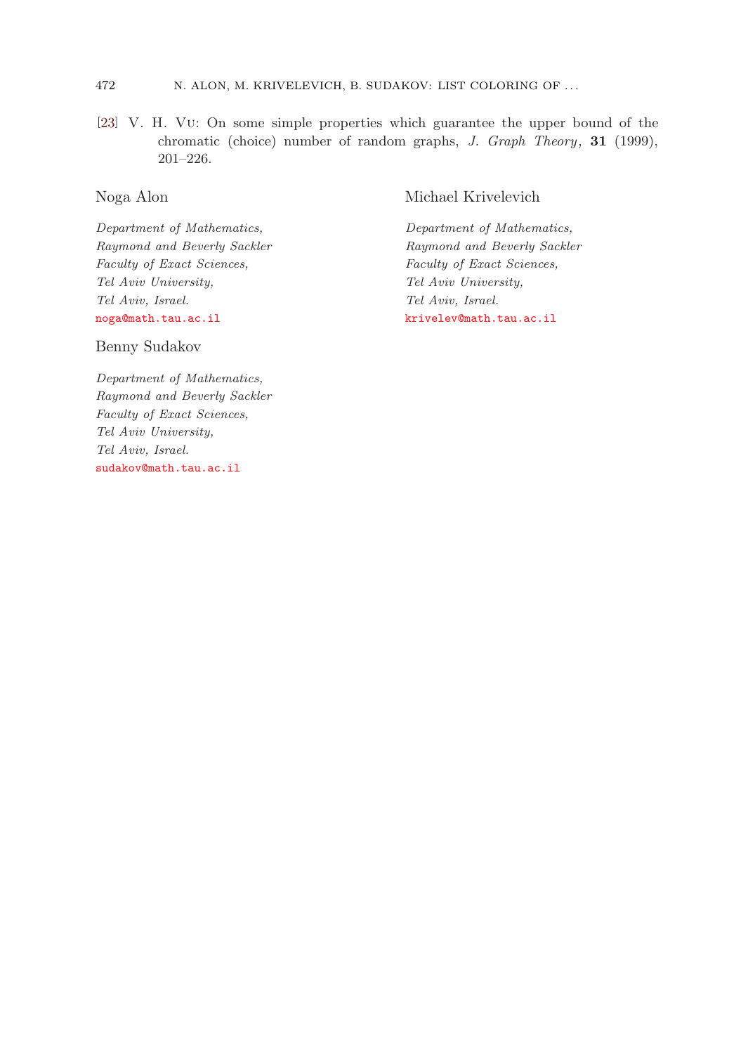[23] V. H. Vu: On some simple properties which guarantee the upper bound of the chromatic (choice) number of random graphs, *J. Graph Theory*, **31** (1999), 201–226.

Noga Alon

*Department of Mathematics,*
*Raymond and Beverly Sackler*
*Faculty of Exact Sciences,*
*Tel Aviv University,*
*Tel Aviv, Israel.*
noga@math.tau.ac.il

Michael Krivelevich

*Department of Mathematics,*
*Raymond and Beverly Sackler*
*Faculty of Exact Sciences,*
*Tel Aviv University,*
*Tel Aviv, Israel.*
krivelev@math.tau.ac.il

Benny Sudakov

*Department of Mathematics,*
*Raymond and Beverly Sackler*
*Faculty of Exact Sciences,*
*Tel Aviv University,*
*Tel Aviv, Israel.*
sudakov@math.tau.ac.il